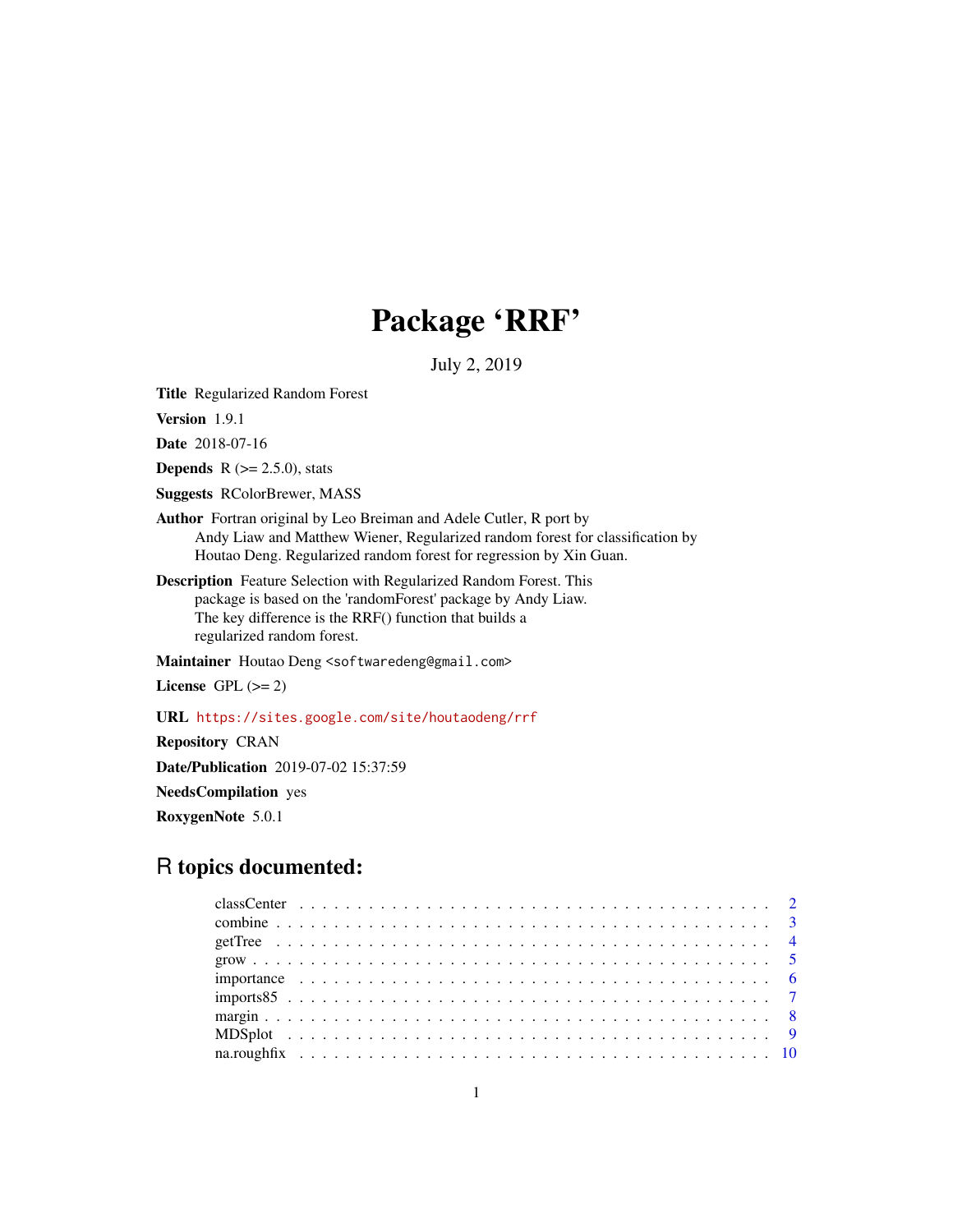# Package 'RRF'

July 2, 2019

**Title** Regularized Random Forest

**Version** 1.9.1

**Date** 2018-07-16

**Depends** R (>= 2.5.0), stats

**Suggests** RColorBrewer, MASS

**Author** Fortran original by Leo Breiman and Adele Cutler, R port by Andy Liaw and Matthew Wiener, Regularized random forest for classification by Houtao Deng. Regularized random forest for regression by Xin Guan.

**Description** Feature Selection with Regularized Random Forest. This package is based on the 'randomForest' package by Andy Liaw. The key difference is the RRF() function that builds a regularized random forest.

**Maintainer** Houtao Deng <softwaredeng@gmail.com>

**License** GPL (>= 2)

**URL** https://sites.google.com/site/houtaodeng/rrf

**Repository** CRAN

**Date/Publication** 2019-07-02 15:37:59

**NeedsCompilation** yes

**RoxygenNote** 5.0.1

## R topics documented:

classCenter . . . . . . . . . . . . . . . . . . . . . . . . . . . . . . . . . . . . . . . . . 2
combine . . . . . . . . . . . . . . . . . . . . . . . . . . . . . . . . . . . . . . . . . . . 3
getTree . . . . . . . . . . . . . . . . . . . . . . . . . . . . . . . . . . . . . . . . . . . . 4
grow . . . . . . . . . . . . . . . . . . . . . . . . . . . . . . . . . . . . . . . . . . . . . . 5
importance . . . . . . . . . . . . . . . . . . . . . . . . . . . . . . . . . . . . . . . . . 6
imports85 . . . . . . . . . . . . . . . . . . . . . . . . . . . . . . . . . . . . . . . . . . 7
margin . . . . . . . . . . . . . . . . . . . . . . . . . . . . . . . . . . . . . . . . . . . . 8
MDSplot . . . . . . . . . . . . . . . . . . . . . . . . . . . . . . . . . . . . . . . . . . . 9
na.roughfix . . . . . . . . . . . . . . . . . . . . . . . . . . . . . . . . . . . . . . . . . 10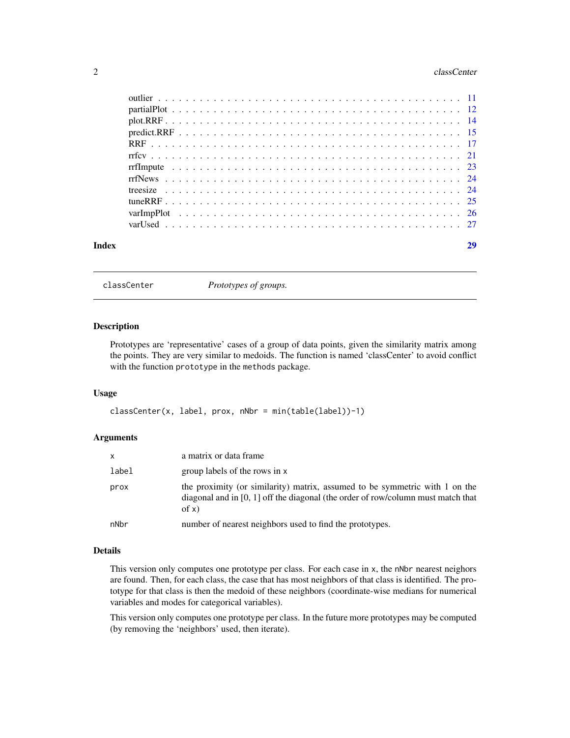| | |
|---|---|
| outlier | 11 |
| partialPlot | 12 |
| plot.RRF | 14 |
| predict.RRF | 15 |
| RRF | 17 |
| rrfcv | 21 |
| rrfImpute | 23 |
| rrfNews | 24 |
| treesize | 24 |
| tuneRRF | 25 |
| varImpPlot | 26 |
| varUsed | 27 |

**Index** **29**

---

`classCenter` *Prototypes of groups.*

---

## Description

Prototypes are 'representative' cases of a group of data points, given the similarity matrix among the points. They are very similar to medoids. The function is named 'classCenter' to avoid conflict with the function `prototype` in the `methods` package.

## Usage

```
classCenter(x, label, prox, nNbr = min(table(label))-1)
```

## Arguments

| | |
|---|---|
| `x` | a matrix or data frame |
| `label` | group labels of the rows in `x` |
| `prox` | the proximity (or similarity) matrix, assumed to be symmetric with 1 on the diagonal and in [0, 1] off the diagonal (the order of row/column must match that of `x`) |
| `nNbr` | number of nearest neighbors used to find the prototypes. |

## Details

This version only computes one prototype per class. For each case in `x`, the `nNbr` nearest neighbors are found. Then, for each class, the case that has most neighbors of that class is identified. The prototype for that class is then the medoid of these neighbors (coordinate-wise medians for numerical variables and modes for categorical variables).

This version only computes one prototype per class. In the future more prototypes may be computed (by removing the 'neighbors' used, then iterate).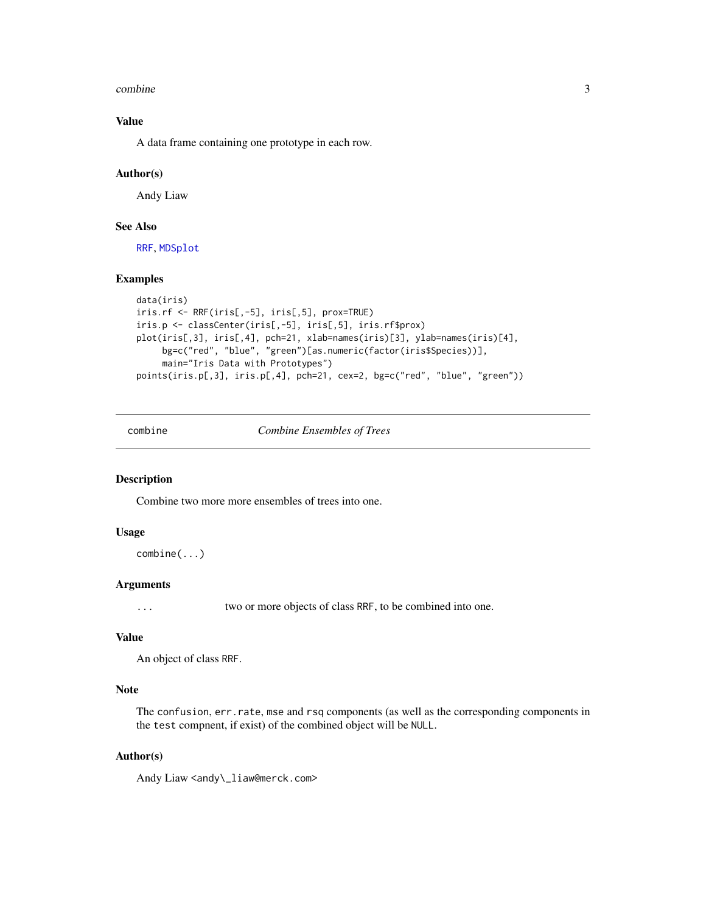### Value

A data frame containing one prototype in each row.

### Author(s)

Andy Liaw

### See Also

RRF, MDSplot

### Examples

```
data(iris)
iris.rf <- RRF(iris[,-5], iris[,5], prox=TRUE)
iris.p <- classCenter(iris[,-5], iris[,5], iris.rf$prox)
plot(iris[,3], iris[,4], pch=21, xlab=names(iris)[3], ylab=names(iris)[4],
     bg=c("red", "blue", "green")[as.numeric(factor(iris$Species))],
     main="Iris Data with Prototypes")
points(iris.p[,3], iris.p[,4], pch=21, cex=2, bg=c("red", "blue", "green"))
```

---

## combine *Combine Ensembles of Trees*

---

### Description

Combine two more more ensembles of trees into one.

### Usage

```
combine(...)
```

### Arguments

| | |
|---|---|
| `...` | two or more objects of class `RRF`, to be combined into one. |

### Value

An object of class `RRF`.

### Note

The `confusion`, `err.rate`, `mse` and `rsq` components (as well as the corresponding components in the `test` compnent, if exist) of the combined object will be `NULL`.

### Author(s)

Andy Liaw <andy\_liaw@merck.com>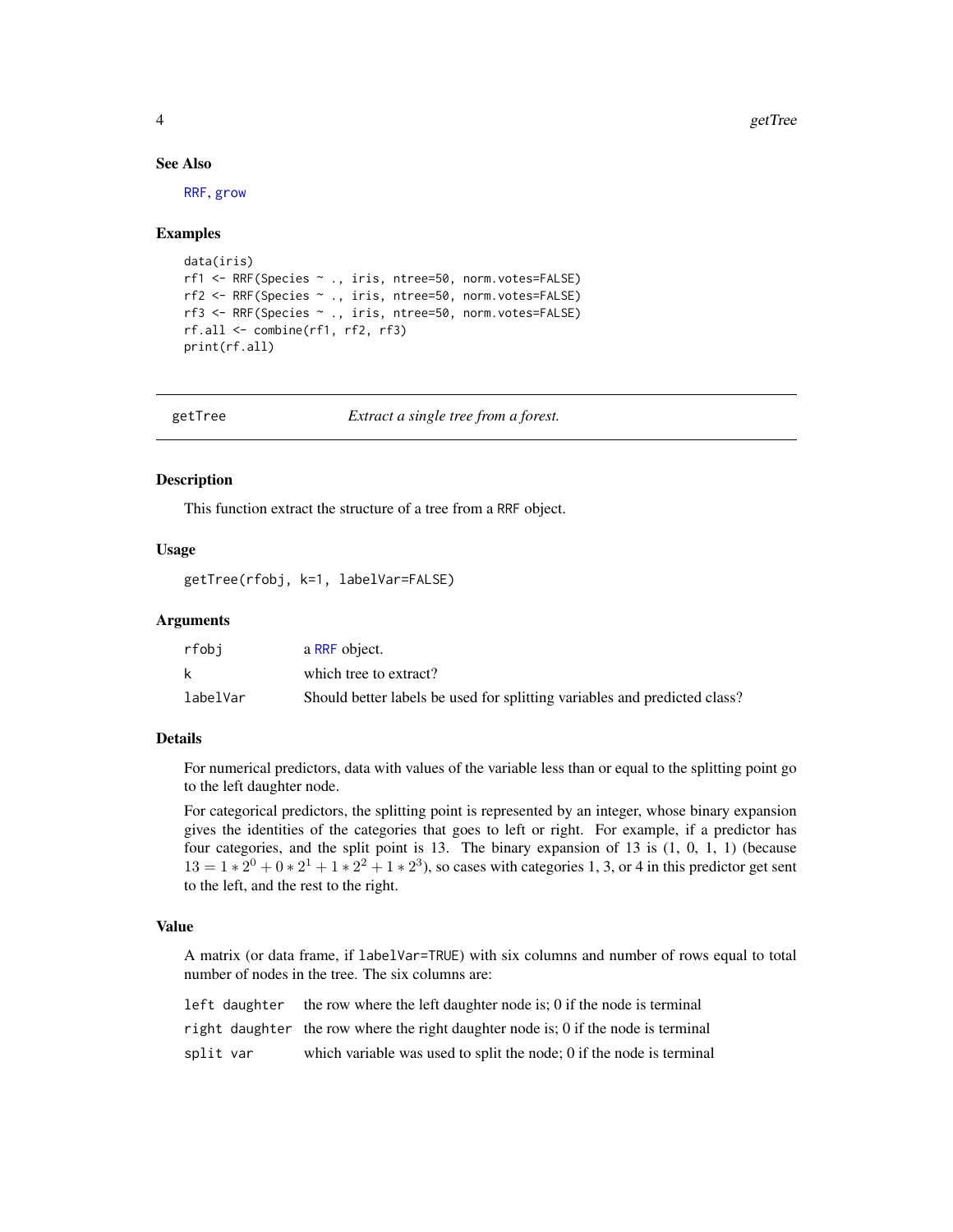### See Also

RRF, grow

### Examples

```
data(iris)
rf1 <- RRF(Species ~ ., iris, ntree=50, norm.votes=FALSE)
rf2 <- RRF(Species ~ ., iris, ntree=50, norm.votes=FALSE)
rf3 <- RRF(Species ~ ., iris, ntree=50, norm.votes=FALSE)
rf.all <- combine(rf1, rf2, rf3)
print(rf.all)
```

---

## getTree — *Extract a single tree from a forest.*

### Description

This function extract the structure of a tree from a RRF object.

### Usage

```
getTree(rfobj, k=1, labelVar=FALSE)
```

### Arguments

| | |
|---|---|
| rfobj | a RRF object. |
| k | which tree to extract? |
| labelVar | Should better labels be used for splitting variables and predicted class? |

### Details

For numerical predictors, data with values of the variable less than or equal to the splitting point go to the left daughter node.

For categorical predictors, the splitting point is represented by an integer, whose binary expansion gives the identities of the categories that goes to left or right. For example, if a predictor has four categories, and the split point is 13. The binary expansion of 13 is (1, 0, 1, 1) (because $13 = 1 * 2^0 + 0 * 2^1 + 1 * 2^2 + 1 * 2^3$), so cases with categories 1, 3, or 4 in this predictor get sent to the left, and the rest to the right.

### Value

A matrix (or data frame, if labelVar=TRUE) with six columns and number of rows equal to total number of nodes in the tree. The six columns are:

| | |
|---|---|
| left daughter | the row where the left daughter node is; 0 if the node is terminal |
| right daughter | the row where the right daughter node is; 0 if the node is terminal |
| split var | which variable was used to split the node; 0 if the node is terminal |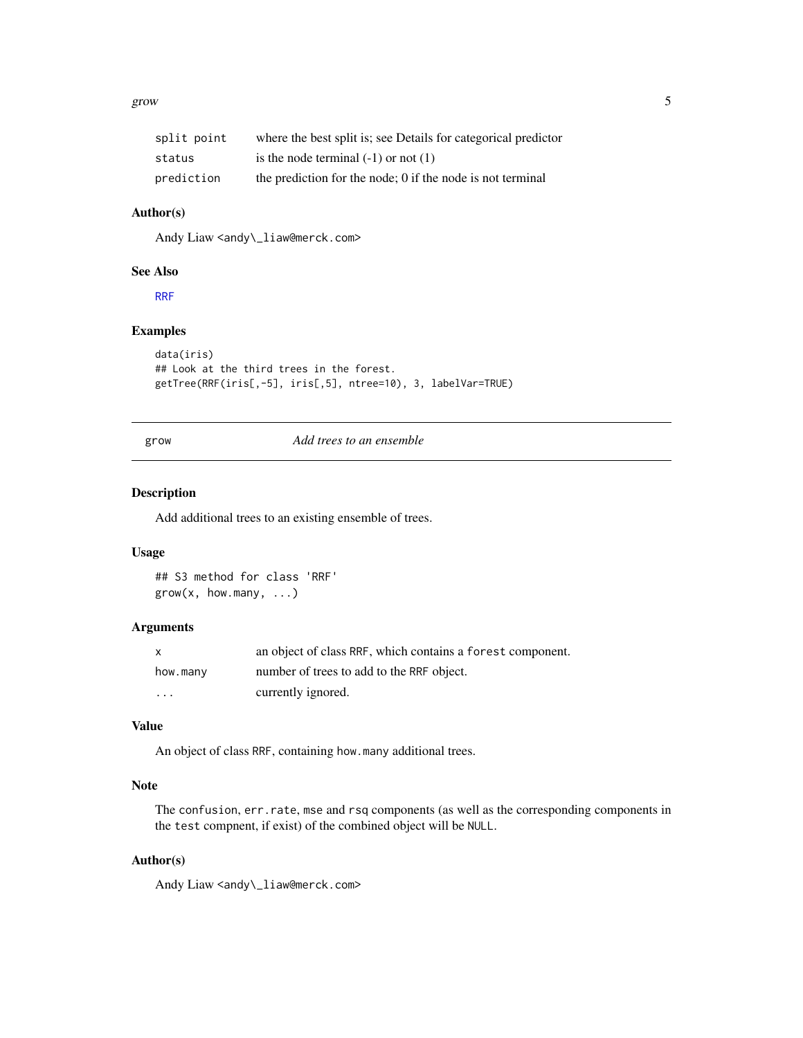| | |
|---|---|
| split point | where the best split is; see Details for categorical predictor |
| status | is the node terminal (-1) or not (1) |
| prediction | the prediction for the node; 0 if the node is not terminal |

### Author(s)

Andy Liaw <andy\_liaw@merck.com>

### See Also

RRF

### Examples

```
data(iris)
## Look at the third trees in the forest.
getTree(RRF(iris[,-5], iris[,5], ntree=10), 3, labelVar=TRUE)
```

---

## grow *Add trees to an ensemble*

---

### Description

Add additional trees to an existing ensemble of trees.

### Usage

```
## S3 method for class 'RRF'
grow(x, how.many, ...)
```

### Arguments

| | |
|---|---|
| x | an object of class RRF, which contains a forest component. |
| how.many | number of trees to add to the RRF object. |
| ... | currently ignored. |

### Value

An object of class RRF, containing how.many additional trees.

### Note

The confusion, err.rate, mse and rsq components (as well as the corresponding components in the test compnent, if exist) of the combined object will be NULL.

### Author(s)

Andy Liaw <andy\_liaw@merck.com>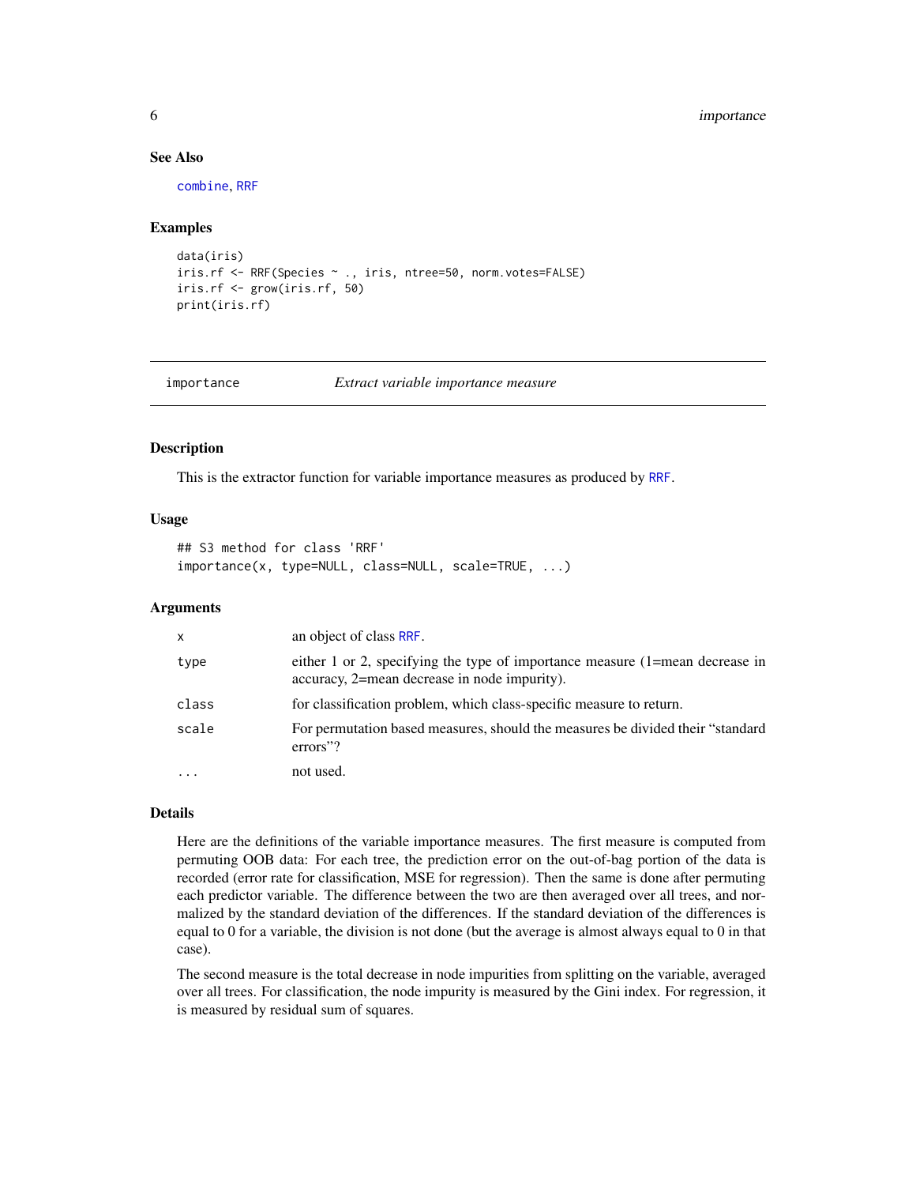### See Also

combine, RRF

### Examples

```
data(iris)
iris.rf <- RRF(Species ~ ., iris, ntree=50, norm.votes=FALSE)
iris.rf <- grow(iris.rf, 50)
print(iris.rf)
```

---

## importance — *Extract variable importance measure*

---

### Description

This is the extractor function for variable importance measures as produced by RRF.

### Usage

```
## S3 method for class 'RRF'
importance(x, type=NULL, class=NULL, scale=TRUE, ...)
```

### Arguments

| | |
|---|---|
| x | an object of class RRF. |
| type | either 1 or 2, specifying the type of importance measure (1=mean decrease in accuracy, 2=mean decrease in node impurity). |
| class | for classification problem, which class-specific measure to return. |
| scale | For permutation based measures, should the measures be divided their "standard errors"? |
| ... | not used. |

### Details

Here are the definitions of the variable importance measures. The first measure is computed from permuting OOB data: For each tree, the prediction error on the out-of-bag portion of the data is recorded (error rate for classification, MSE for regression). Then the same is done after permuting each predictor variable. The difference between the two are then averaged over all trees, and normalized by the standard deviation of the differences. If the standard deviation of the differences is equal to 0 for a variable, the division is not done (but the average is almost always equal to 0 in that case).

The second measure is the total decrease in node impurities from splitting on the variable, averaged over all trees. For classification, the node impurity is measured by the Gini index. For regression, it is measured by residual sum of squares.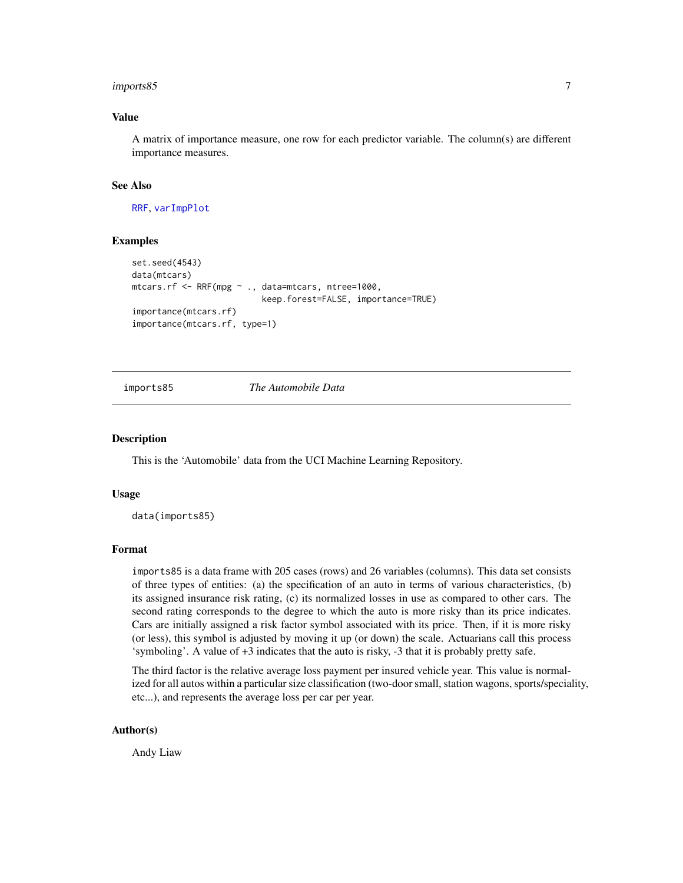### Value

A matrix of importance measure, one row for each predictor variable. The column(s) are different importance measures.

### See Also

RRF, varImpPlot

### Examples

```
set.seed(4543)
data(mtcars)
mtcars.rf <- RRF(mpg ~ ., data=mtcars, ntree=1000,
                          keep.forest=FALSE, importance=TRUE)
importance(mtcars.rf)
importance(mtcars.rf, type=1)
```

---

## imports85 — *The Automobile Data*

---

### Description

This is the 'Automobile' data from the UCI Machine Learning Repository.

### Usage

```
data(imports85)
```

### Format

imports85 is a data frame with 205 cases (rows) and 26 variables (columns). This data set consists of three types of entities: (a) the specification of an auto in terms of various characteristics, (b) its assigned insurance risk rating, (c) its normalized losses in use as compared to other cars. The second rating corresponds to the degree to which the auto is more risky than its price indicates. Cars are initially assigned a risk factor symbol associated with its price. Then, if it is more risky (or less), this symbol is adjusted by moving it up (or down) the scale. Actuarians call this process 'symboling'. A value of +3 indicates that the auto is risky, -3 that it is probably pretty safe.

The third factor is the relative average loss payment per insured vehicle year. This value is normalized for all autos within a particular size classification (two-door small, station wagons, sports/speciality, etc...), and represents the average loss per car per year.

### Author(s)

Andy Liaw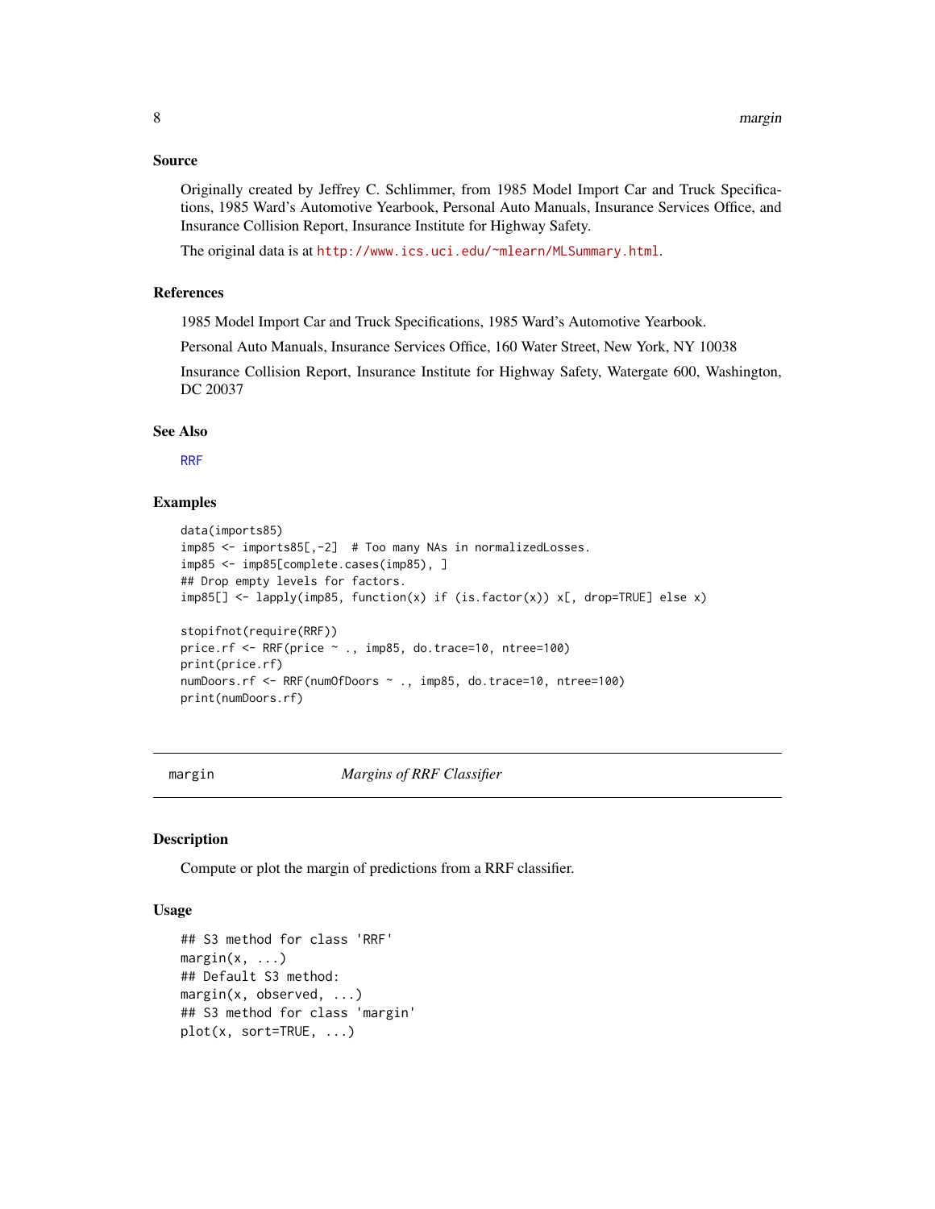### Source

Originally created by Jeffrey C. Schlimmer, from 1985 Model Import Car and Truck Specifications, 1985 Ward's Automotive Yearbook, Personal Auto Manuals, Insurance Services Office, and Insurance Collision Report, Insurance Institute for Highway Safety.

The original data is at http://www.ics.uci.edu/~mlearn/MLSummary.html.

### References

1985 Model Import Car and Truck Specifications, 1985 Ward's Automotive Yearbook.

Personal Auto Manuals, Insurance Services Office, 160 Water Street, New York, NY 10038

Insurance Collision Report, Insurance Institute for Highway Safety, Watergate 600, Washington, DC 20037

### See Also

RRF

### Examples

```
data(imports85)
imp85 <- imports85[,-2]  # Too many NAs in normalizedLosses.
imp85 <- imp85[complete.cases(imp85), ]
## Drop empty levels for factors.
imp85[] <- lapply(imp85, function(x) if (is.factor(x)) x[, drop=TRUE] else x)

stopifnot(require(RRF))
price.rf <- RRF(price ~ ., imp85, do.trace=10, ntree=100)
print(price.rf)
numDoors.rf <- RRF(numOfDoors ~ ., imp85, do.trace=10, ntree=100)
print(numDoors.rf)
```

---

## margin — *Margins of RRF Classifier*

### Description

Compute or plot the margin of predictions from a RRF classifier.

### Usage

```
## S3 method for class 'RRF'
margin(x, ...)
## Default S3 method:
margin(x, observed, ...)
## S3 method for class 'margin'
plot(x, sort=TRUE, ...)
```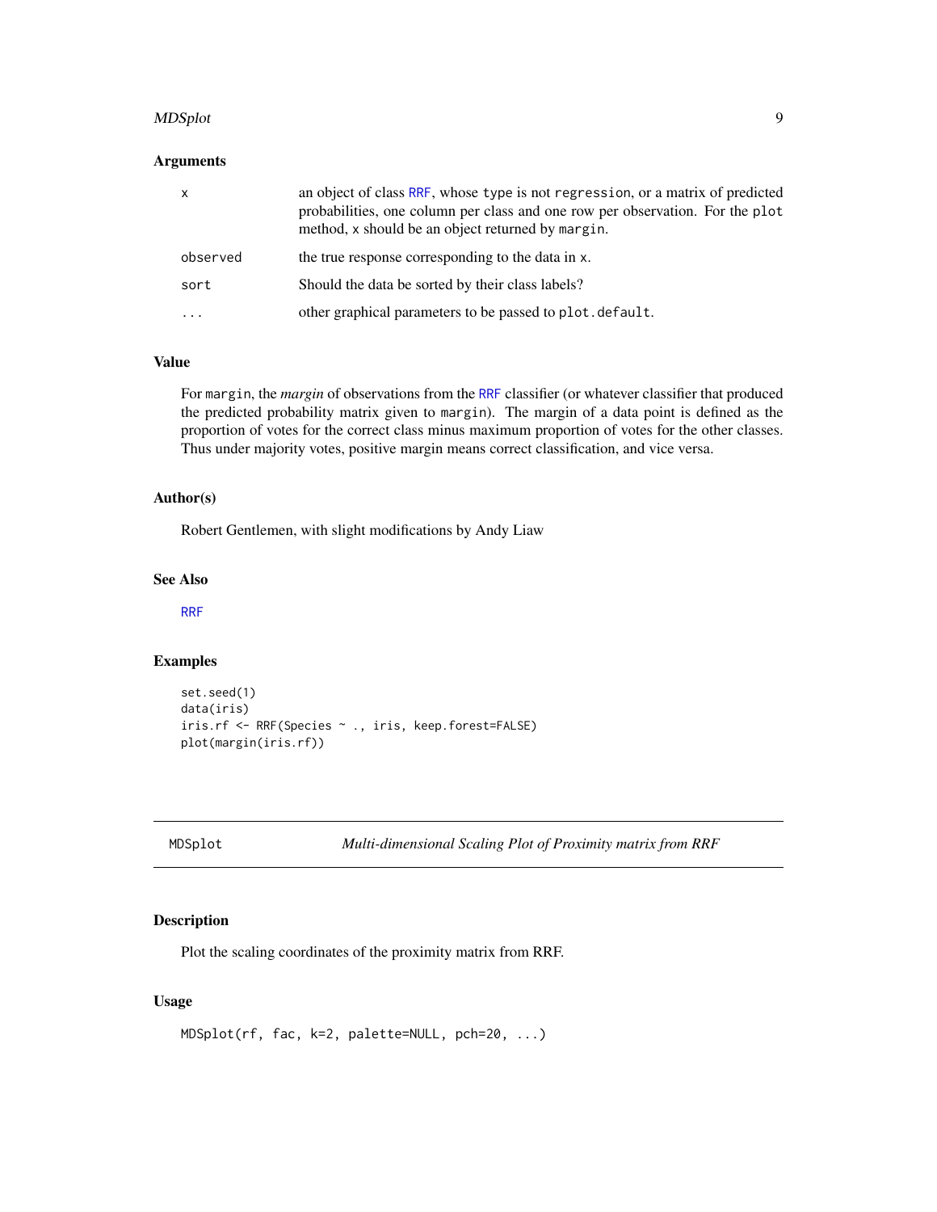### Arguments

| | |
|---|---|
| `x` | an object of class `RRF`, whose `type` is not `regression`, or a matrix of predicted probabilities, one column per class and one row per observation. For the `plot` method, `x` should be an object returned by `margin`. |
| `observed` | the true response corresponding to the data in `x`. |
| `sort` | Should the data be sorted by their class labels? |
| `...` | other graphical parameters to be passed to `plot.default`. |

### Value

For `margin`, the *margin* of observations from the `RRF` classifier (or whatever classifier that produced the predicted probability matrix given to `margin`). The margin of a data point is defined as the proportion of votes for the correct class minus maximum proportion of votes for the other classes. Thus under majority votes, positive margin means correct classification, and vice versa.

### Author(s)

Robert Gentlemen, with slight modifications by Andy Liaw

### See Also

`RRF`

### Examples

```
set.seed(1)
data(iris)
iris.rf <- RRF(Species ~ ., iris, keep.forest=FALSE)
plot(margin(iris.rf))
```

---

## MDSplot — *Multi-dimensional Scaling Plot of Proximity matrix from RRF*

### Description

Plot the scaling coordinates of the proximity matrix from RRF.

### Usage

```
MDSplot(rf, fac, k=2, palette=NULL, pch=20, ...)
```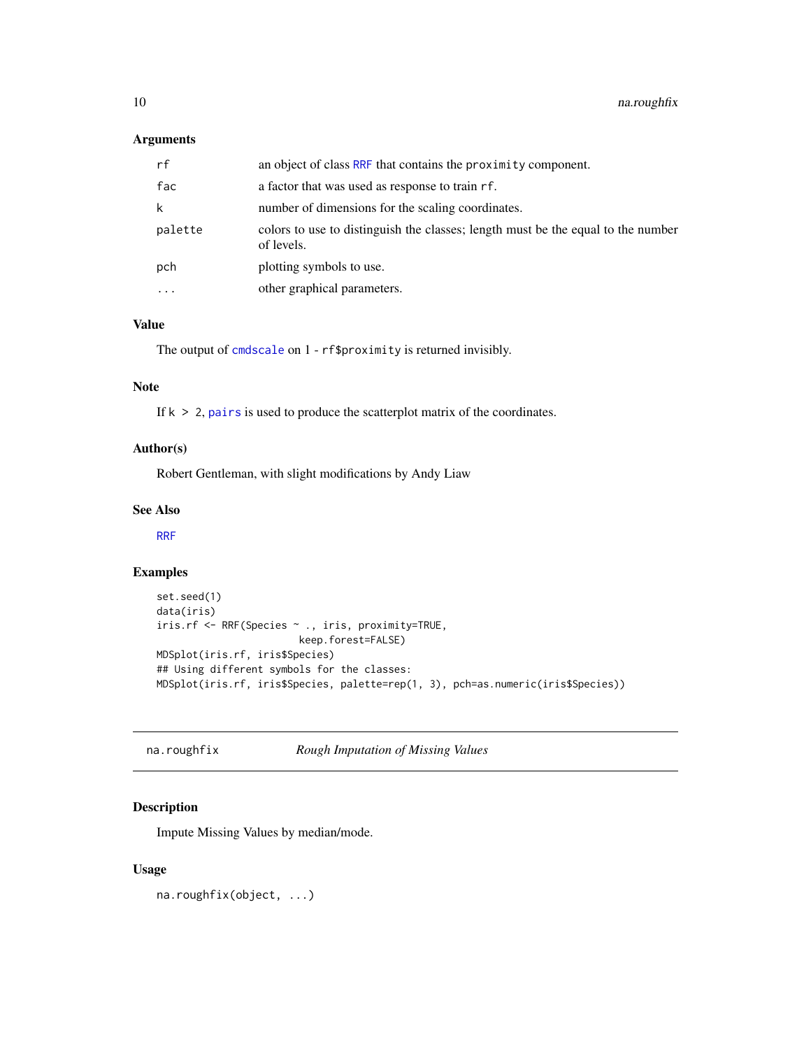### Arguments

| | |
|---|---|
| rf | an object of class RRF that contains the proximity component. |
| fac | a factor that was used as response to train rf. |
| k | number of dimensions for the scaling coordinates. |
| palette | colors to use to distinguish the classes; length must be the equal to the number of levels. |
| pch | plotting symbols to use. |
| ... | other graphical parameters. |

### Value

The output of cmdscale on 1 - rf$proximity is returned invisibly.

### Note

If k > 2, pairs is used to produce the scatterplot matrix of the coordinates.

### Author(s)

Robert Gentleman, with slight modifications by Andy Liaw

### See Also

RRF

### Examples

```
set.seed(1)
data(iris)
iris.rf <- RRF(Species ~ ., iris, proximity=TRUE,
                        keep.forest=FALSE)
MDSplot(iris.rf, iris$Species)
## Using different symbols for the classes:
MDSplot(iris.rf, iris$Species, palette=rep(1, 3), pch=as.numeric(iris$Species))
```

---

## na.roughfix *Rough Imputation of Missing Values*

---

### Description

Impute Missing Values by median/mode.

### Usage

```
na.roughfix(object, ...)
```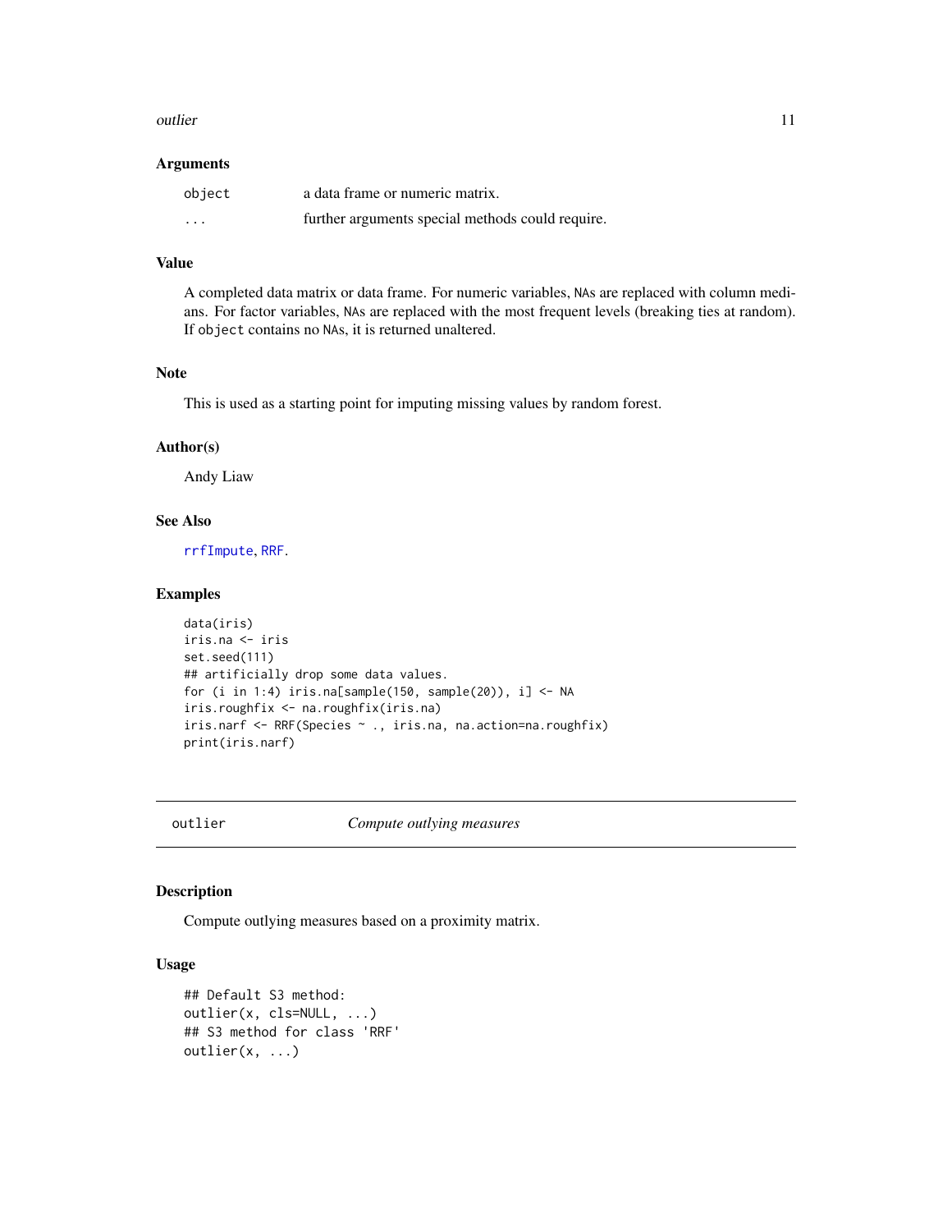### Arguments

| | |
|---|---|
| `object` | a data frame or numeric matrix. |
| `...` | further arguments special methods could require. |

### Value

A completed data matrix or data frame. For numeric variables, `NA`s are replaced with column medians. For factor variables, `NA`s are replaced with the most frequent levels (breaking ties at random). If `object` contains no `NA`s, it is returned unaltered.

### Note

This is used as a starting point for imputing missing values by random forest.

### Author(s)

Andy Liaw

### See Also

`rrfImpute`, `RRF`.

### Examples

```
data(iris)
iris.na <- iris
set.seed(111)
## artificially drop some data values.
for (i in 1:4) iris.na[sample(150, sample(20)), i] <- NA
iris.roughfix <- na.roughfix(iris.na)
iris.narf <- RRF(Species ~ ., iris.na, na.action=na.roughfix)
print(iris.narf)
```

---

## outlier — *Compute outlying measures*

---

### Description

Compute outlying measures based on a proximity matrix.

### Usage

```
## Default S3 method:
outlier(x, cls=NULL, ...)
## S3 method for class 'RRF'
outlier(x, ...)
```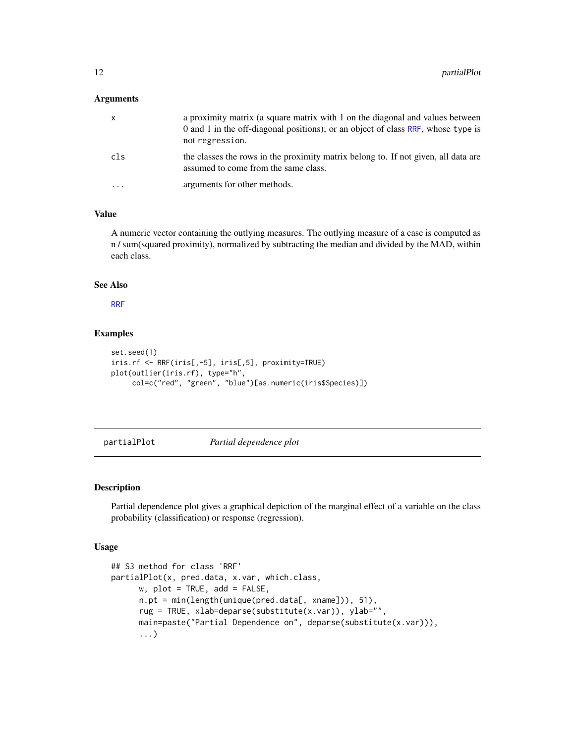### Arguments

| | |
|---|---|
| x | a proximity matrix (a square matrix with 1 on the diagonal and values between 0 and 1 in the off-diagonal positions); or an object of class RRF, whose type is not regression. |
| cls | the classes the rows in the proximity matrix belong to. If not given, all data are assumed to come from the same class. |
| ... | arguments for other methods. |

### Value

A numeric vector containing the outlying measures. The outlying measure of a case is computed as n / sum(squared proximity), normalized by subtracting the median and divided by the MAD, within each class.

### See Also

RRF

### Examples

```
set.seed(1)
iris.rf <- RRF(iris[,-5], iris[,5], proximity=TRUE)
plot(outlier(iris.rf), type="h",
     col=c("red", "green", "blue")[as.numeric(iris$Species)])
```

---

## partialPlot *Partial dependence plot*

---

### Description

Partial dependence plot gives a graphical depiction of the marginal effect of a variable on the class probability (classification) or response (regression).

### Usage

```
## S3 method for class 'RRF'
partialPlot(x, pred.data, x.var, which.class,
      w, plot = TRUE, add = FALSE,
      n.pt = min(length(unique(pred.data[, xname])), 51),
      rug = TRUE, xlab=deparse(substitute(x.var)), ylab="",
      main=paste("Partial Dependence on", deparse(substitute(x.var))),
      ...)
```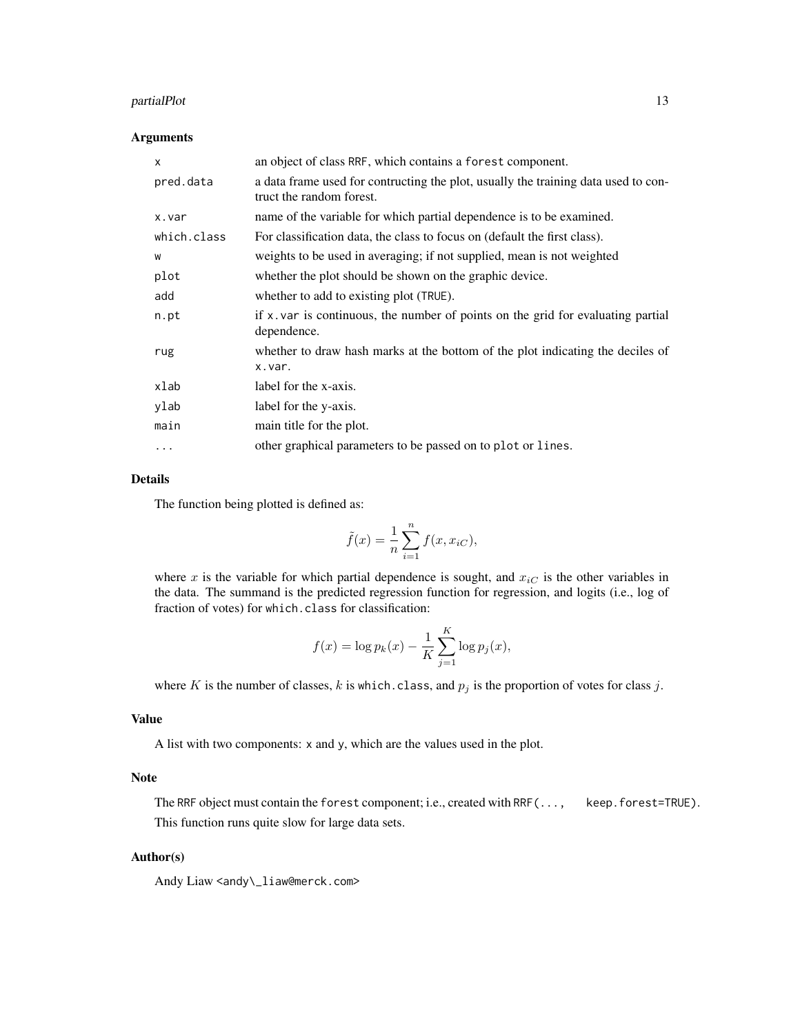### Arguments

| | |
|---|---|
| `x` | an object of class `RRF`, which contains a `forest` component. |
| `pred.data` | a data frame used for contructing the plot, usually the training data used to contruct the random forest. |
| `x.var` | name of the variable for which partial dependence is to be examined. |
| `which.class` | For classification data, the class to focus on (default the first class). |
| `w` | weights to be used in averaging; if not supplied, mean is not weighted |
| `plot` | whether the plot should be shown on the graphic device. |
| `add` | whether to add to existing plot (`TRUE`). |
| `n.pt` | if `x.var` is continuous, the number of points on the grid for evaluating partial dependence. |
| `rug` | whether to draw hash marks at the bottom of the plot indicating the deciles of `x.var`. |
| `xlab` | label for the x-axis. |
| `ylab` | label for the y-axis. |
| `main` | main title for the plot. |
| `...` | other graphical parameters to be passed on to `plot` or `lines`. |

### Details

The function being plotted is defined as:

$$\tilde{f}(x) = \frac{1}{n} \sum_{i=1}^{n} f(x, x_{iC}),$$

where $x$ is the variable for which partial dependence is sought, and $x_{iC}$ is the other variables in the data. The summand is the predicted regression function for regression, and logits (i.e., log of fraction of votes) for `which.class` for classification:

$$f(x) = \log p_k(x) - \frac{1}{K} \sum_{j=1}^{K} \log p_j(x),$$

where $K$ is the number of classes, $k$ is `which.class`, and $p_j$ is the proportion of votes for class $j$.

### Value

A list with two components: `x` and `y`, which are the values used in the plot.

### Note

The `RRF` object must contain the `forest` component; i.e., created with `RRF(..., keep.forest=TRUE)`.

This function runs quite slow for large data sets.

### Author(s)

Andy Liaw <andy\_liaw@merck.com>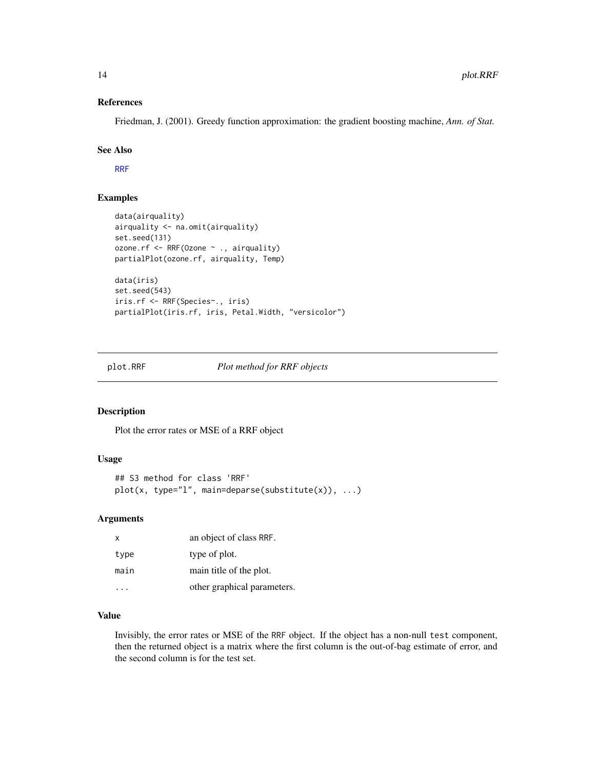### References

Friedman, J. (2001). Greedy function approximation: the gradient boosting machine, *Ann. of Stat.*

### See Also

RRF

### Examples

```
data(airquality)
airquality <- na.omit(airquality)
set.seed(131)
ozone.rf <- RRF(Ozone ~ ., airquality)
partialPlot(ozone.rf, airquality, Temp)

data(iris)
set.seed(543)
iris.rf <- RRF(Species~., iris)
partialPlot(iris.rf, iris, Petal.Width, "versicolor")
```

---

## plot.RRF &emsp; *Plot method for RRF objects*

### Description

Plot the error rates or MSE of a RRF object

### Usage

```
## S3 method for class 'RRF'
plot(x, type="l", main=deparse(substitute(x)), ...)
```

### Arguments

| | |
|---|---|
| x | an object of class RRF. |
| type | type of plot. |
| main | main title of the plot. |
| ... | other graphical parameters. |

### Value

Invisibly, the error rates or MSE of the RRF object. If the object has a non-null test component, then the returned object is a matrix where the first column is the out-of-bag estimate of error, and the second column is for the test set.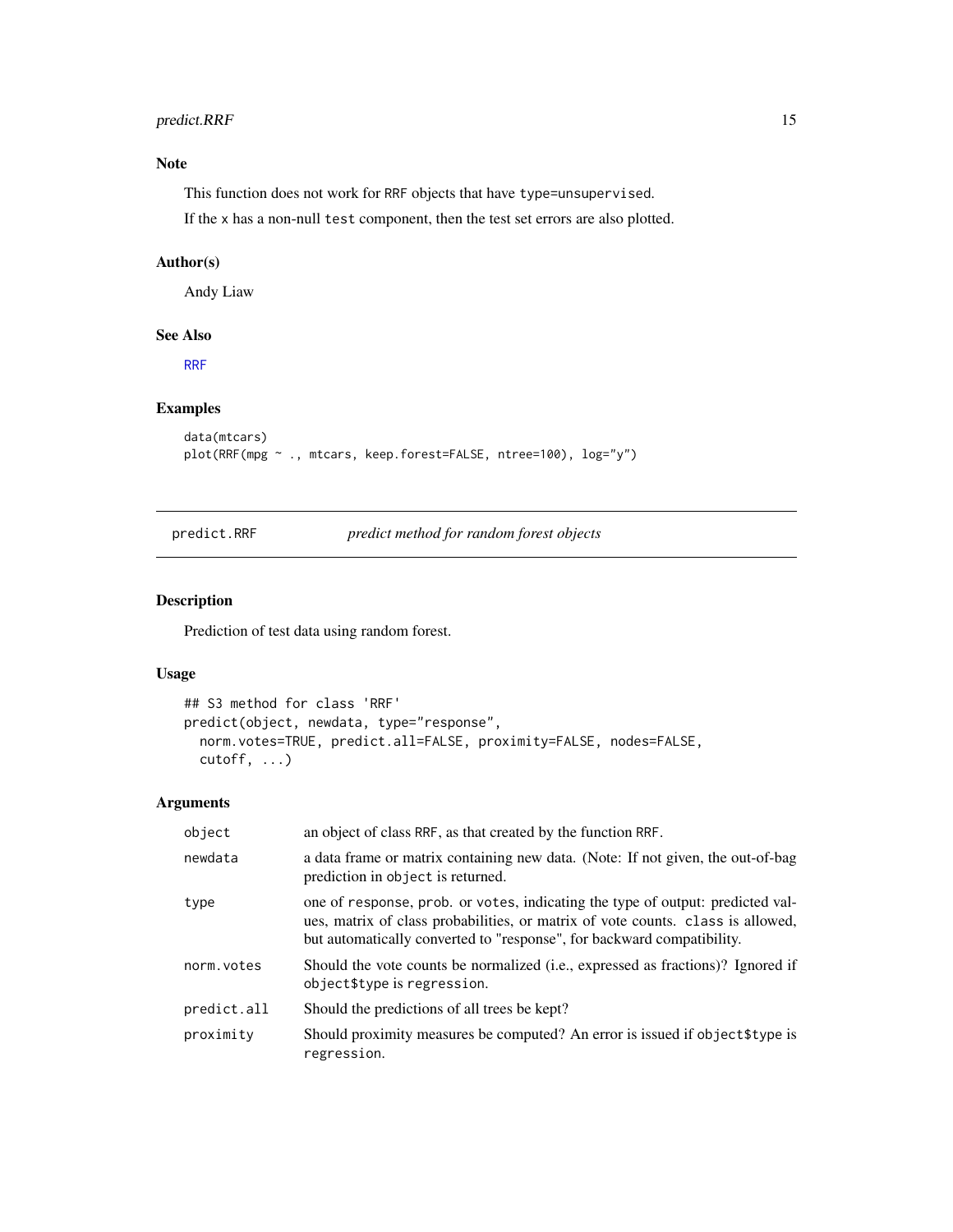## Note

This function does not work for RRF objects that have type=unsupervised.

If the x has a non-null test component, then the test set errors are also plotted.

## Author(s)

Andy Liaw

## See Also

RRF

## Examples

```
data(mtcars)
plot(RRF(mpg ~ ., mtcars, keep.forest=FALSE, ntree=100), log="y")
```

---

# predict.RRF *predict method for random forest objects*

---

## Description

Prediction of test data using random forest.

## Usage

```
## S3 method for class 'RRF'
predict(object, newdata, type="response",
  norm.votes=TRUE, predict.all=FALSE, proximity=FALSE, nodes=FALSE,
  cutoff, ...)
```

## Arguments

| | |
|---|---|
| object | an object of class RRF, as that created by the function RRF. |
| newdata | a data frame or matrix containing new data. (Note: If not given, the out-of-bag prediction in object is returned. |
| type | one of response, prob. or votes, indicating the type of output: predicted values, matrix of class probabilities, or matrix of vote counts. class is allowed, but automatically converted to "response", for backward compatibility. |
| norm.votes | Should the vote counts be normalized (i.e., expressed as fractions)? Ignored if object$type is regression. |
| predict.all | Should the predictions of all trees be kept? |
| proximity | Should proximity measures be computed? An error is issued if object$type is regression. |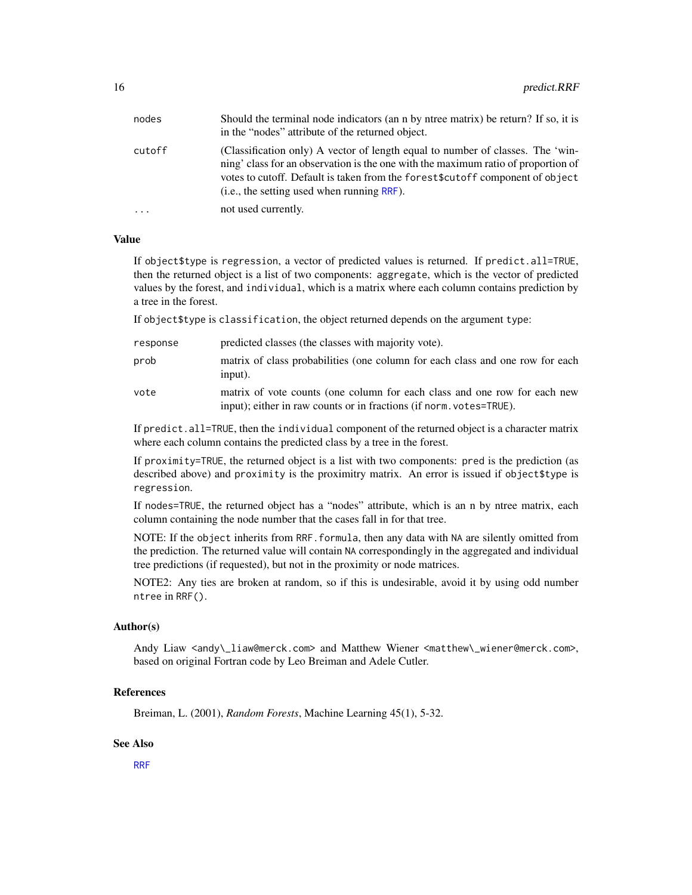| | |
|---|---|
| `nodes` | Should the terminal node indicators (an n by ntree matrix) be return? If so, it is in the "nodes" attribute of the returned object. |
| `cutoff` | (Classification only) A vector of length equal to number of classes. The 'winning' class for an observation is the one with the maximum ratio of proportion of votes to cutoff. Default is taken from the `forest$cutoff` component of `object` (i.e., the setting used when running `RRF`). |
| `...` | not used currently. |

### Value

If `object$type` is `regression`, a vector of predicted values is returned. If `predict.all=TRUE`, then the returned object is a list of two components: `aggregate`, which is the vector of predicted values by the forest, and `individual`, which is a matrix where each column contains prediction by a tree in the forest.

If `object$type` is `classification`, the object returned depends on the argument `type`:

| | |
|---|---|
| `response` | predicted classes (the classes with majority vote). |
| `prob` | matrix of class probabilities (one column for each class and one row for each input). |
| `vote` | matrix of vote counts (one column for each class and one row for each new input); either in raw counts or in fractions (if `norm.votes=TRUE`). |

If `predict.all=TRUE`, then the `individual` component of the returned object is a character matrix where each column contains the predicted class by a tree in the forest.

If `proximity=TRUE`, the returned object is a list with two components: `pred` is the prediction (as described above) and `proximity` is the proximitry matrix. An error is issued if `object$type` is `regression`.

If `nodes=TRUE`, the returned object has a "nodes" attribute, which is an n by ntree matrix, each column containing the node number that the cases fall in for that tree.

NOTE: If the `object` inherits from `RRF.formula`, then any data with `NA` are silently omitted from the prediction. The returned value will contain `NA` correspondingly in the aggregated and individual tree predictions (if requested), but not in the proximity or node matrices.

NOTE2: Any ties are broken at random, so if this is undesirable, avoid it by using odd number `ntree` in `RRF()`.

### Author(s)

Andy Liaw <andy\_liaw@merck.com> and Matthew Wiener <matthew\_wiener@merck.com>, based on original Fortran code by Leo Breiman and Adele Cutler.

### References

Breiman, L. (2001), *Random Forests*, Machine Learning 45(1), 5-32.

### See Also

`RRF`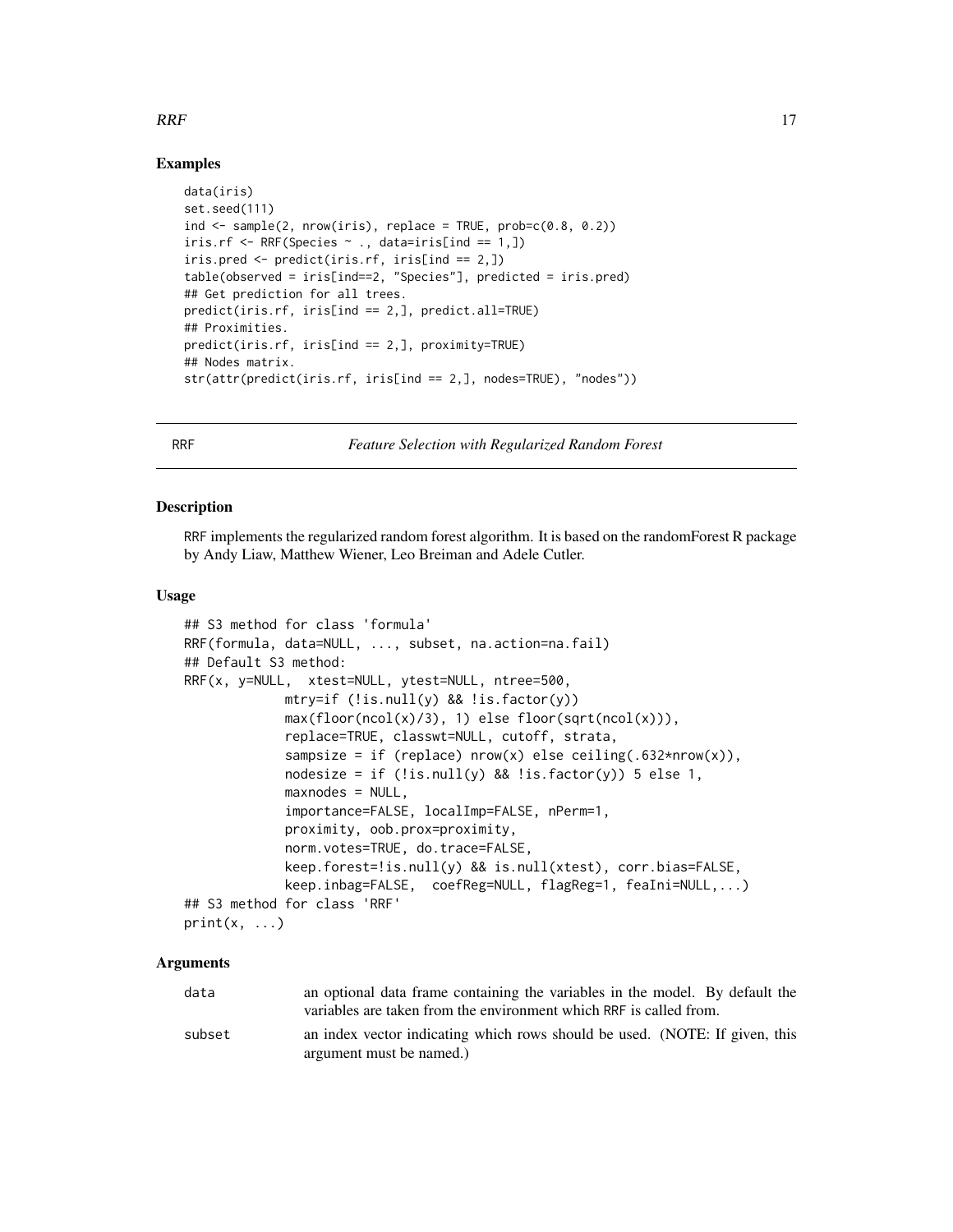## Examples

```
data(iris)
set.seed(111)
ind <- sample(2, nrow(iris), replace = TRUE, prob=c(0.8, 0.2))
iris.rf <- RRF(Species ~ ., data=iris[ind == 1,])
iris.pred <- predict(iris.rf, iris[ind == 2,])
table(observed = iris[ind==2, "Species"], predicted = iris.pred)
## Get prediction for all trees.
predict(iris.rf, iris[ind == 2,], predict.all=TRUE)
## Proximities.
predict(iris.rf, iris[ind == 2,], proximity=TRUE)
## Nodes matrix.
str(attr(predict(iris.rf, iris[ind == 2,], nodes=TRUE), "nodes"))
```

---

RRF *Feature Selection with Regularized Random Forest*

---

## Description

RRF implements the regularized random forest algorithm. It is based on the randomForest R package by Andy Liaw, Matthew Wiener, Leo Breiman and Adele Cutler.

## Usage

```
## S3 method for class 'formula'
RRF(formula, data=NULL, ..., subset, na.action=na.fail)
## Default S3 method:
RRF(x, y=NULL,  xtest=NULL, ytest=NULL, ntree=500,
            mtry=if (!is.null(y) && !is.factor(y))
            max(floor(ncol(x)/3), 1) else floor(sqrt(ncol(x))),
            replace=TRUE, classwt=NULL, cutoff, strata,
            sampsize = if (replace) nrow(x) else ceiling(.632*nrow(x)),
            nodesize = if (!is.null(y) && !is.factor(y)) 5 else 1,
            maxnodes = NULL,
            importance=FALSE, localImp=FALSE, nPerm=1,
            proximity, oob.prox=proximity,
            norm.votes=TRUE, do.trace=FALSE,
            keep.forest=!is.null(y) && is.null(xtest), corr.bias=FALSE,
            keep.inbag=FALSE,  coefReg=NULL, flagReg=1, feaIni=NULL,...)
## S3 method for class 'RRF'
print(x, ...)
```

## Arguments

| | |
|---|---|
| data | an optional data frame containing the variables in the model. By default the variables are taken from the environment which RRF is called from. |
| subset | an index vector indicating which rows should be used. (NOTE: If given, this argument must be named.) |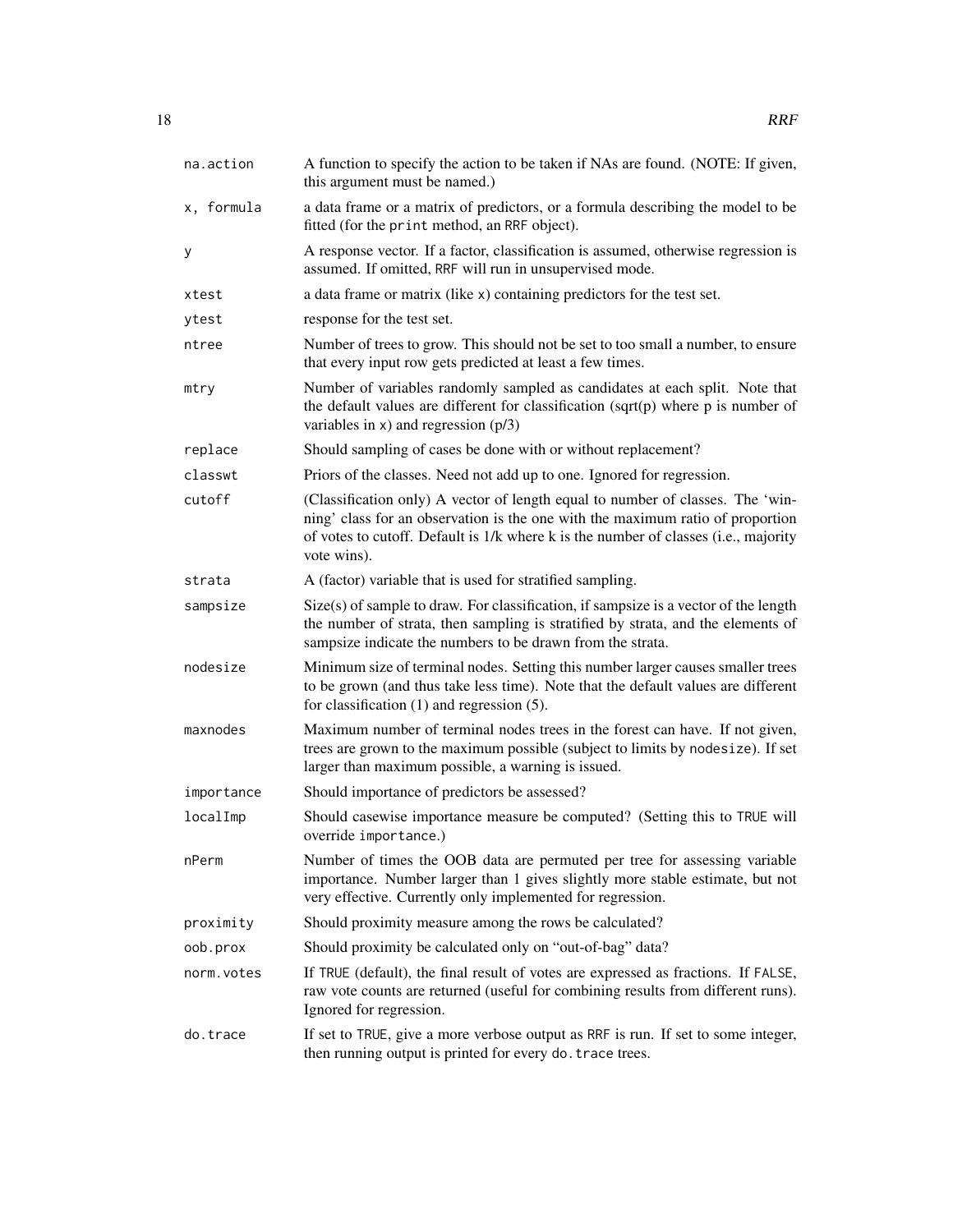| | |
|---|---|
| `na.action` | A function to specify the action to be taken if NAs are found. (NOTE: If given, this argument must be named.) |
| `x, formula` | a data frame or a matrix of predictors, or a formula describing the model to be fitted (for the `print` method, an `RRF` object). |
| `y` | A response vector. If a factor, classification is assumed, otherwise regression is assumed. If omitted, `RRF` will run in unsupervised mode. |
| `xtest` | a data frame or matrix (like `x`) containing predictors for the test set. |
| `ytest` | response for the test set. |
| `ntree` | Number of trees to grow. This should not be set to too small a number, to ensure that every input row gets predicted at least a few times. |
| `mtry` | Number of variables randomly sampled as candidates at each split. Note that the default values are different for classification (sqrt(p) where p is number of variables in `x`) and regression (p/3) |
| `replace` | Should sampling of cases be done with or without replacement? |
| `classwt` | Priors of the classes. Need not add up to one. Ignored for regression. |
| `cutoff` | (Classification only) A vector of length equal to number of classes. The 'winning' class for an observation is the one with the maximum ratio of proportion of votes to cutoff. Default is 1/k where k is the number of classes (i.e., majority vote wins). |
| `strata` | A (factor) variable that is used for stratified sampling. |
| `sampsize` | Size(s) of sample to draw. For classification, if sampsize is a vector of the length the number of strata, then sampling is stratified by strata, and the elements of sampsize indicate the numbers to be drawn from the strata. |
| `nodesize` | Minimum size of terminal nodes. Setting this number larger causes smaller trees to be grown (and thus take less time). Note that the default values are different for classification (1) and regression (5). |
| `maxnodes` | Maximum number of terminal nodes trees in the forest can have. If not given, trees are grown to the maximum possible (subject to limits by `nodesize`). If set larger than maximum possible, a warning is issued. |
| `importance` | Should importance of predictors be assessed? |
| `localImp` | Should casewise importance measure be computed? (Setting this to `TRUE` will override `importance`.) |
| `nPerm` | Number of times the OOB data are permuted per tree for assessing variable importance. Number larger than 1 gives slightly more stable estimate, but not very effective. Currently only implemented for regression. |
| `proximity` | Should proximity measure among the rows be calculated? |
| `oob.prox` | Should proximity be calculated only on "out-of-bag" data? |
| `norm.votes` | If `TRUE` (default), the final result of votes are expressed as fractions. If `FALSE`, raw vote counts are returned (useful for combining results from different runs). Ignored for regression. |
| `do.trace` | If set to `TRUE`, give a more verbose output as `RRF` is run. If set to some integer, then running output is printed for every `do.trace` trees. |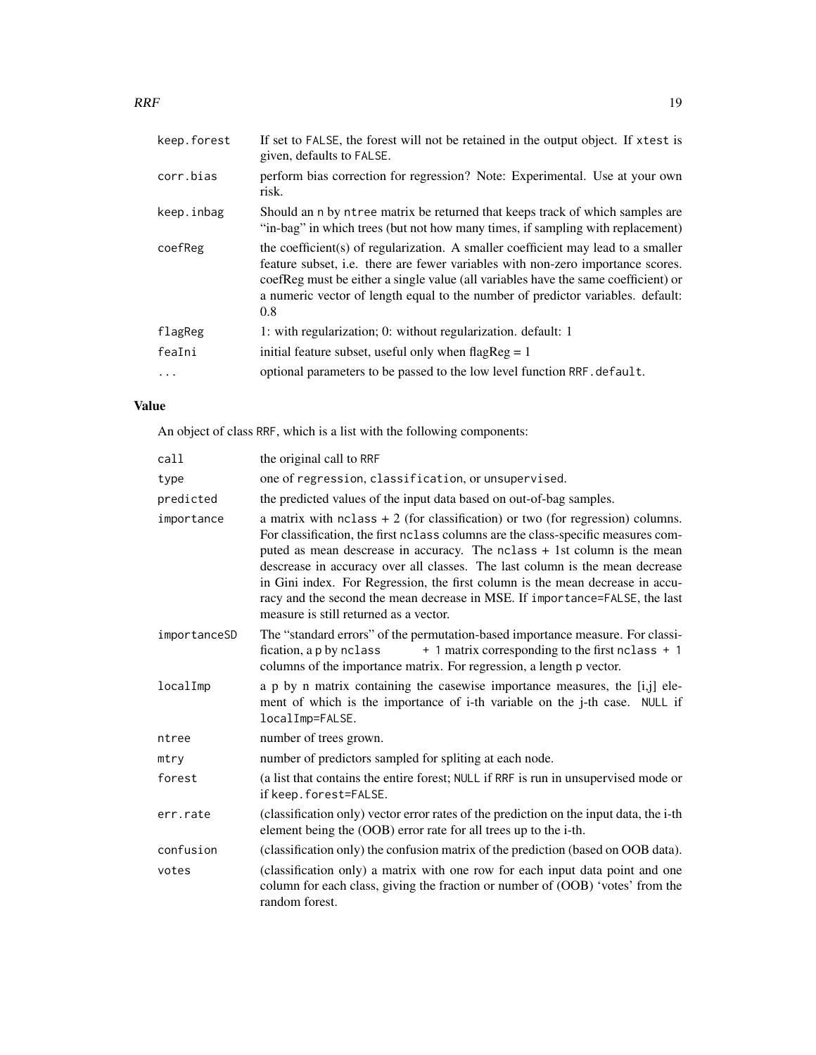| | |
|---|---|
| keep.forest | If set to FALSE, the forest will not be retained in the output object. If xtest is given, defaults to FALSE. |
| corr.bias | perform bias correction for regression? Note: Experimental. Use at your own risk. |
| keep.inbag | Should an n by ntree matrix be returned that keeps track of which samples are "in-bag" in which trees (but not how many times, if sampling with replacement) |
| coefReg | the coefficient(s) of regularization. A smaller coefficient may lead to a smaller feature subset, i.e. there are fewer variables with non-zero importance scores. coefReg must be either a single value (all variables have the same coefficient) or a numeric vector of length equal to the number of predictor variables. default: 0.8 |
| flagReg | 1: with regularization; 0: without regularization. default: 1 |
| feaIni | initial feature subset, useful only when flagReg = 1 |
| ... | optional parameters to be passed to the low level function RRF.default. |

## Value

An object of class RRF, which is a list with the following components:

| | |
|---|---|
| call | the original call to RRF |
| type | one of regression, classification, or unsupervised. |
| predicted | the predicted values of the input data based on out-of-bag samples. |
| importance | a matrix with nclass + 2 (for classification) or two (for regression) columns. For classification, the first nclass columns are the class-specific measures computed as mean descrease in accuracy. The nclass + 1st column is the mean descrease in accuracy over all classes. The last column is the mean decrease in Gini index. For Regression, the first column is the mean decrease in accuracy and the second the mean decrease in MSE. If importance=FALSE, the last measure is still returned as a vector. |
| importanceSD | The "standard errors" of the permutation-based importance measure. For classification, a p by nclass + 1 matrix corresponding to the first nclass + 1 columns of the importance matrix. For regression, a length p vector. |
| localImp | a p by n matrix containing the casewise importance measures, the [i,j] element of which is the importance of i-th variable on the j-th case. NULL if localImp=FALSE. |
| ntree | number of trees grown. |
| mtry | number of predictors sampled for spliting at each node. |
| forest | (a list that contains the entire forest; NULL if RRF is run in unsupervised mode or if keep.forest=FALSE. |
| err.rate | (classification only) vector error rates of the prediction on the input data, the i-th element being the (OOB) error rate for all trees up to the i-th. |
| confusion | (classification only) the confusion matrix of the prediction (based on OOB data). |
| votes | (classification only) a matrix with one row for each input data point and one column for each class, giving the fraction or number of (OOB) 'votes' from the random forest. |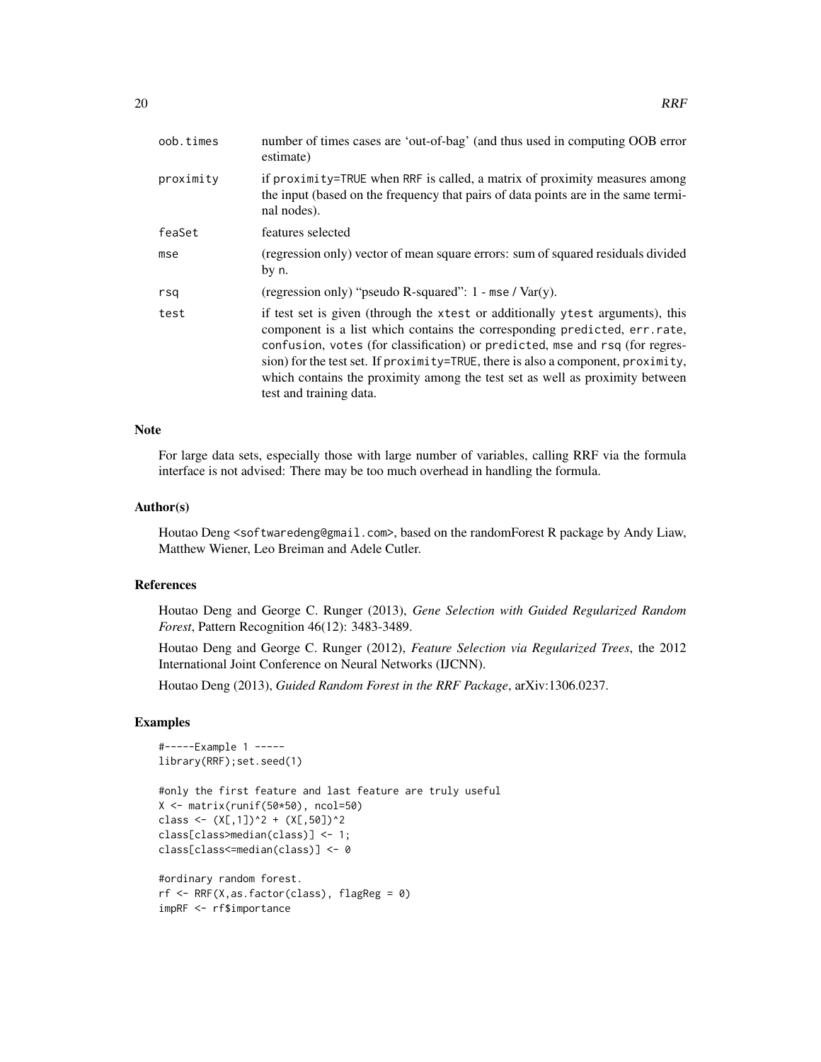| | |
|---|---|
| oob.times | number of times cases are 'out-of-bag' (and thus used in computing OOB error estimate) |
| proximity | if proximity=TRUE when RRF is called, a matrix of proximity measures among the input (based on the frequency that pairs of data points are in the same terminal nodes). |
| feaSet | features selected |
| mse | (regression only) vector of mean square errors: sum of squared residuals divided by n. |
| rsq | (regression only) "pseudo R-squared": 1 - mse / Var(y). |
| test | if test set is given (through the xtest or additionally ytest arguments), this component is a list which contains the corresponding predicted, err.rate, confusion, votes (for classification) or predicted, mse and rsq (for regression) for the test set. If proximity=TRUE, there is also a component, proximity, which contains the proximity among the test set as well as proximity between test and training data. |

## Note

For large data sets, especially those with large number of variables, calling RRF via the formula interface is not advised: There may be too much overhead in handling the formula.

## Author(s)

Houtao Deng <softwaredeng@gmail.com>, based on the randomForest R package by Andy Liaw, Matthew Wiener, Leo Breiman and Adele Cutler.

## References

Houtao Deng and George C. Runger (2013), *Gene Selection with Guided Regularized Random Forest*, Pattern Recognition 46(12): 3483-3489.

Houtao Deng and George C. Runger (2012), *Feature Selection via Regularized Trees*, the 2012 International Joint Conference on Neural Networks (IJCNN).

Houtao Deng (2013), *Guided Random Forest in the RRF Package*, arXiv:1306.0237.

## Examples

```
#-----Example 1 -----
library(RRF);set.seed(1)

#only the first feature and last feature are truly useful
X <- matrix(runif(50*50), ncol=50)
class <- (X[,1])^2 + (X[,50])^2
class[class>median(class)] <- 1;
class[class<=median(class)] <- 0

#ordinary random forest.
rf <- RRF(X,as.factor(class), flagReg = 0)
impRF <- rf$importance
```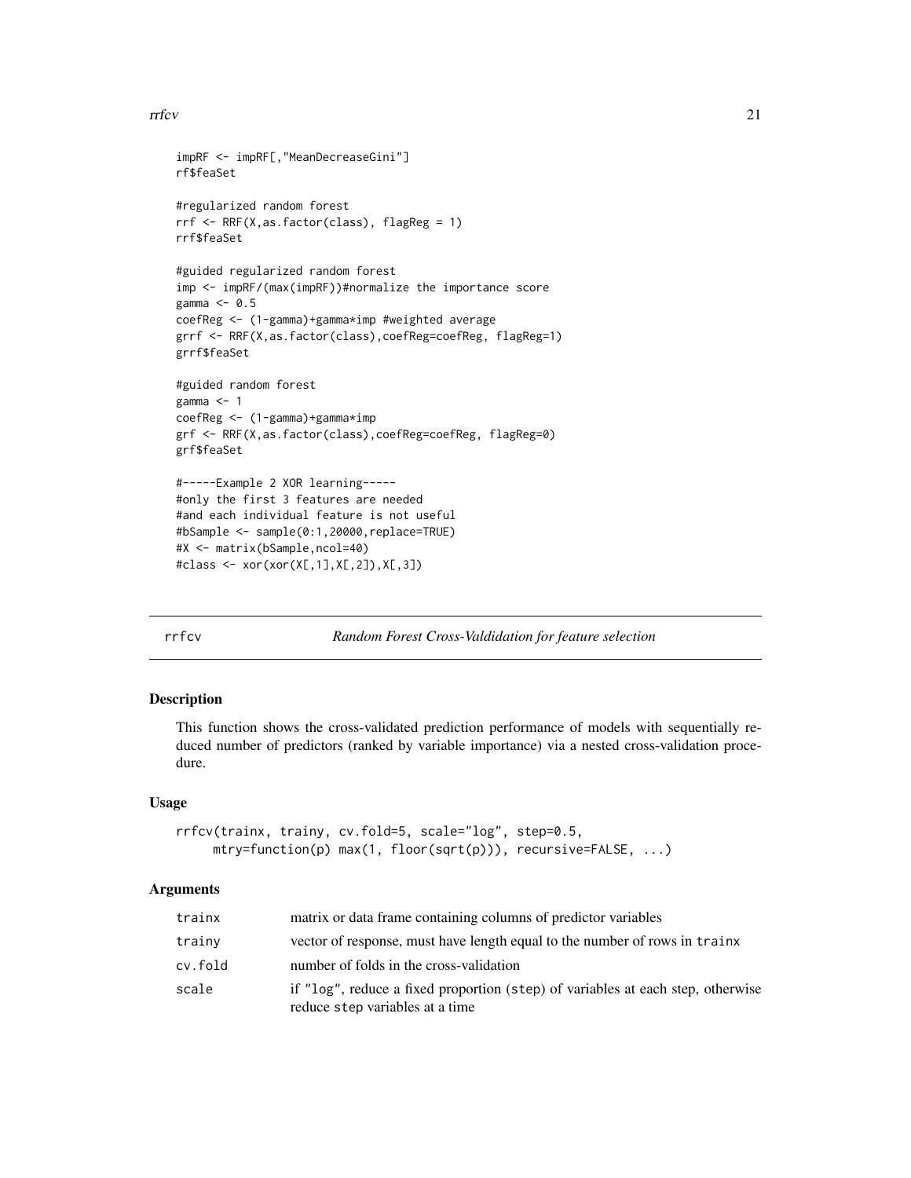```
impRF <- impRF[,"MeanDecreaseGini"]
rf$feaSet

#regularized random forest
rrf <- RRF(X,as.factor(class), flagReg = 1)
rrf$feaSet

#guided regularized random forest
imp <- impRF/(max(impRF))#normalize the importance score
gamma <- 0.5
coefReg <- (1-gamma)+gamma*imp #weighted average
grrf <- RRF(X,as.factor(class),coefReg=coefReg, flagReg=1)
grrf$feaSet

#guided random forest
gamma <- 1
coefReg <- (1-gamma)+gamma*imp
grf <- RRF(X,as.factor(class),coefReg=coefReg, flagReg=0)
grf$feaSet

#-----Example 2 XOR learning-----
#only the first 3 features are needed
#and each individual feature is not useful
#bSample <- sample(0:1,20000,replace=TRUE)
#X <- matrix(bSample,ncol=40)
#class <- xor(xor(X[,1],X[,2]),X[,3])
```

---

## rrfcv — *Random Forest Cross-Valdidation for feature selection*

### Description

This function shows the cross-validated prediction performance of models with sequentially reduced number of predictors (ranked by variable importance) via a nested cross-validation procedure.

### Usage

```
rrfcv(trainx, trainy, cv.fold=5, scale="log", step=0.5,
     mtry=function(p) max(1, floor(sqrt(p))), recursive=FALSE, ...)
```

### Arguments

| | |
|---|---|
| `trainx` | matrix or data frame containing columns of predictor variables |
| `trainy` | vector of response, must have length equal to the number of rows in `trainx` |
| `cv.fold` | number of folds in the cross-validation |
| `scale` | if `"log"`, reduce a fixed proportion (`step`) of variables at each step, otherwise reduce `step` variables at a time |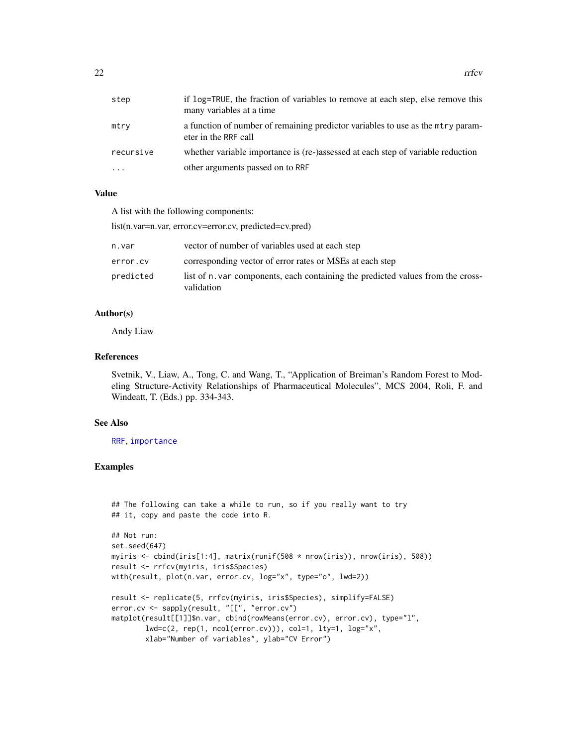| | |
|---|---|
| step | if log=TRUE, the fraction of variables to remove at each step, else remove this many variables at a time |
| mtry | a function of number of remaining predictor variables to use as the mtry parameter in the RRF call |
| recursive | whether variable importance is (re-)assessed at each step of variable reduction |
| ... | other arguments passed on to RRF |

## Value

A list with the following components:

list(n.var=n.var, error.cv=error.cv, predicted=cv.pred)

| | |
|---|---|
| n.var | vector of number of variables used at each step |
| error.cv | corresponding vector of error rates or MSEs at each step |
| predicted | list of n.var components, each containing the predicted values from the cross-validation |

## Author(s)

Andy Liaw

## References

Svetnik, V., Liaw, A., Tong, C. and Wang, T., "Application of Breiman's Random Forest to Modeling Structure-Activity Relationships of Pharmaceutical Molecules", MCS 2004, Roli, F. and Windeatt, T. (Eds.) pp. 334-343.

## See Also

RRF, importance

## Examples

```
## The following can take a while to run, so if you really want to try
## it, copy and paste the code into R.

## Not run:
set.seed(647)
myiris <- cbind(iris[1:4], matrix(runif(508 * nrow(iris)), nrow(iris), 508))
result <- rrfcv(myiris, iris$Species)
with(result, plot(n.var, error.cv, log="x", type="o", lwd=2))

result <- replicate(5, rrfcv(myiris, iris$Species), simplify=FALSE)
error.cv <- sapply(result, "[[", "error.cv")
matplot(result[[1]]$n.var, cbind(rowMeans(error.cv), error.cv), type="l",
        lwd=c(2, rep(1, ncol(error.cv))), col=1, lty=1, log="x",
        xlab="Number of variables", ylab="CV Error")
```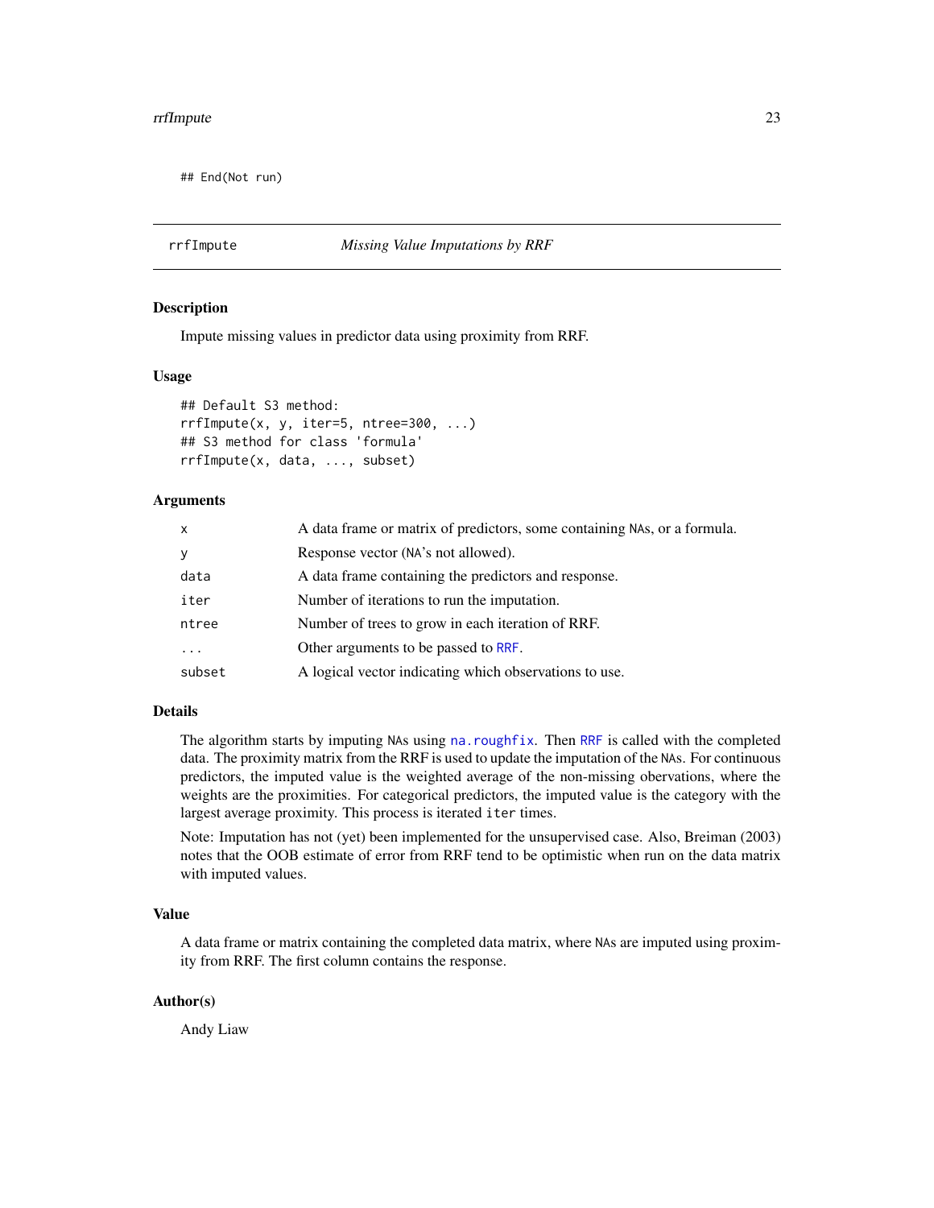```
## End(Not run)
```

---

## rrfImpute — *Missing Value Imputations by RRF*

### Description

Impute missing values in predictor data using proximity from RRF.

### Usage

```
## Default S3 method:
rrfImpute(x, y, iter=5, ntree=300, ...)
## S3 method for class 'formula'
rrfImpute(x, data, ..., subset)
```

### Arguments

| | |
|---|---|
| `x` | A data frame or matrix of predictors, some containing NAs, or a formula. |
| `y` | Response vector (NA's not allowed). |
| `data` | A data frame containing the predictors and response. |
| `iter` | Number of iterations to run the imputation. |
| `ntree` | Number of trees to grow in each iteration of RRF. |
| `...` | Other arguments to be passed to RRF. |
| `subset` | A logical vector indicating which observations to use. |

### Details

The algorithm starts by imputing NAs using `na.roughfix`. Then RRF is called with the completed data. The proximity matrix from the RRF is used to update the imputation of the NAs. For continuous predictors, the imputed value is the weighted average of the non-missing obervations, where the weights are the proximities. For categorical predictors, the imputed value is the category with the largest average proximity. This process is iterated `iter` times.

Note: Imputation has not (yet) been implemented for the unsupervised case. Also, Breiman (2003) notes that the OOB estimate of error from RRF tend to be optimistic when run on the data matrix with imputed values.

### Value

A data frame or matrix containing the completed data matrix, where NAs are imputed using proximity from RRF. The first column contains the response.

### Author(s)

Andy Liaw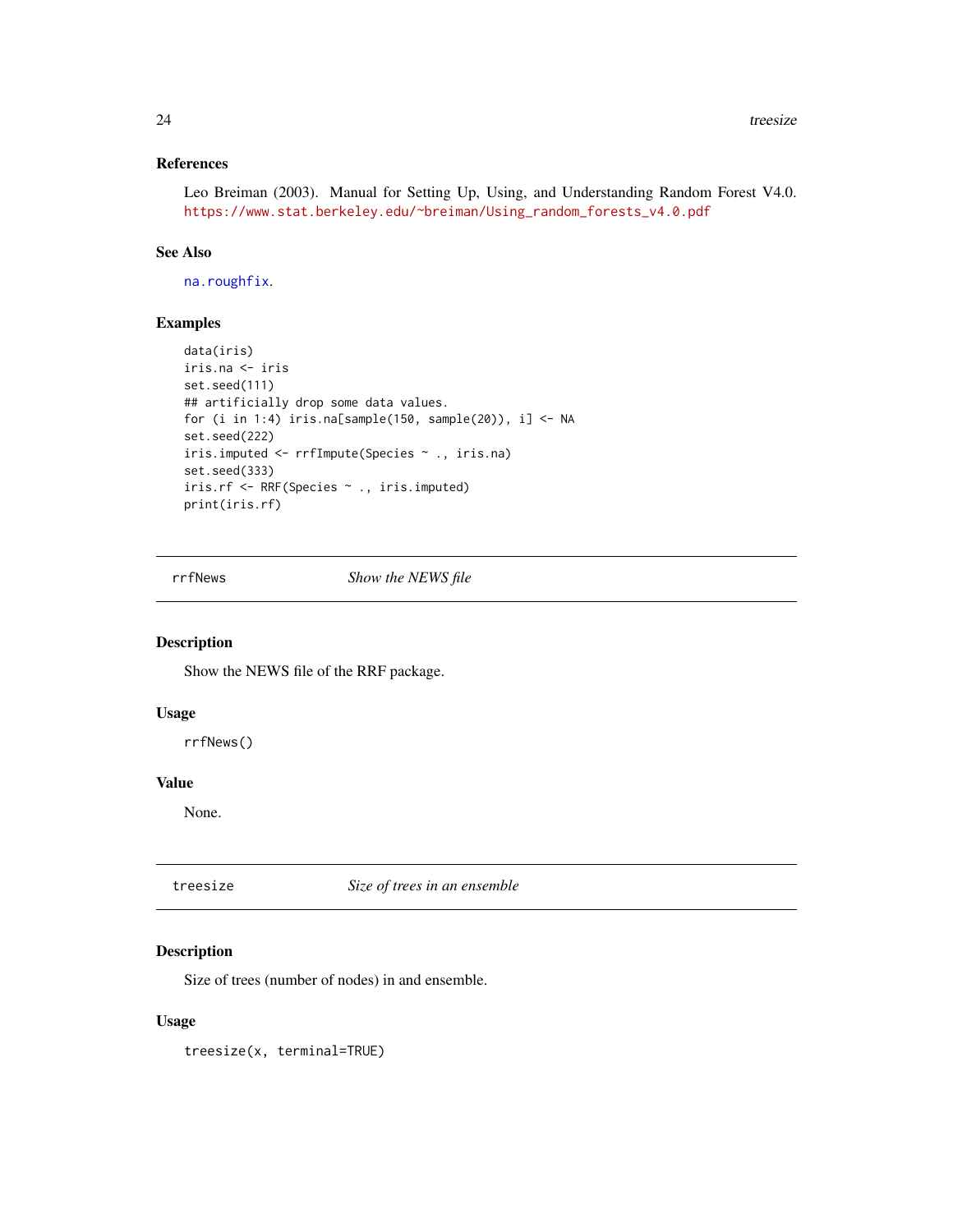### References

Leo Breiman (2003). Manual for Setting Up, Using, and Understanding Random Forest V4.0. https://www.stat.berkeley.edu/~breiman/Using_random_forests_v4.0.pdf

### See Also

na.roughfix.

### Examples

```
data(iris)
iris.na <- iris
set.seed(111)
## artificially drop some data values.
for (i in 1:4) iris.na[sample(150, sample(20)), i] <- NA
set.seed(222)
iris.imputed <- rrfImpute(Species ~ ., iris.na)
set.seed(333)
iris.rf <- RRF(Species ~ ., iris.imputed)
print(iris.rf)
```

---

## rrfNews — *Show the NEWS file*

### Description

Show the NEWS file of the RRF package.

### Usage

```
rrfNews()
```

### Value

None.

---

## treesize — *Size of trees in an ensemble*

### Description

Size of trees (number of nodes) in and ensemble.

### Usage

```
treesize(x, terminal=TRUE)
```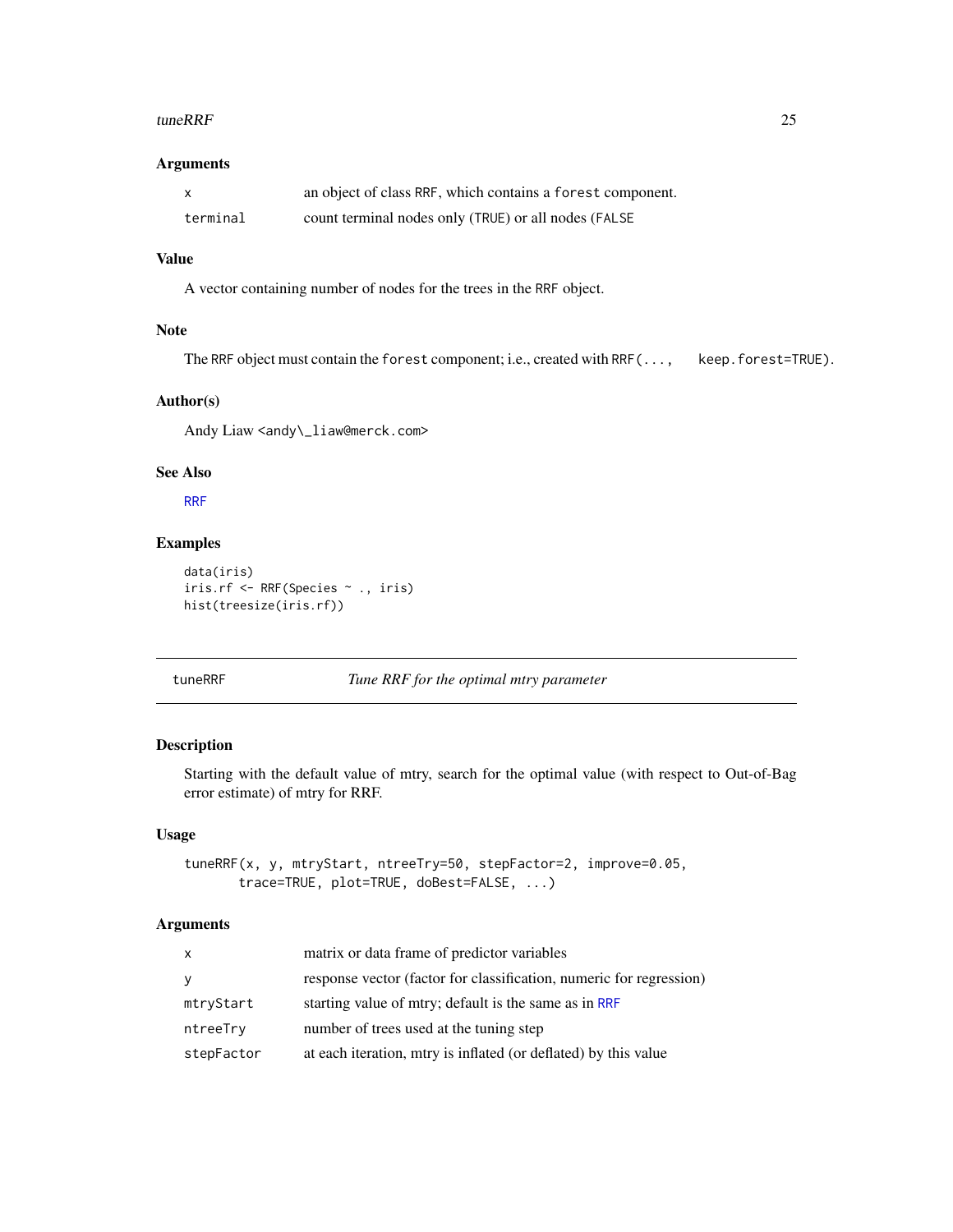### Arguments

| | |
|---|---|
| `x` | an object of class `RRF`, which contains a `forest` component. |
| `terminal` | count terminal nodes only (`TRUE`) or all nodes (`FALSE` |

### Value

A vector containing number of nodes for the trees in the `RRF` object.

### Note

The `RRF` object must contain the `forest` component; i.e., created with `RRF(..., keep.forest=TRUE)`.

### Author(s)

Andy Liaw <andy\_liaw@merck.com>

### See Also

`RRF`

### Examples

```
data(iris)
iris.rf <- RRF(Species ~ ., iris)
hist(treesize(iris.rf))
```

---

## tuneRRF — *Tune RRF for the optimal mtry parameter*

---

### Description

Starting with the default value of mtry, search for the optimal value (with respect to Out-of-Bag error estimate) of mtry for RRF.

### Usage

```
tuneRRF(x, y, mtryStart, ntreeTry=50, stepFactor=2, improve=0.05,
       trace=TRUE, plot=TRUE, doBest=FALSE, ...)
```

### Arguments

| | |
|---|---|
| `x` | matrix or data frame of predictor variables |
| `y` | response vector (factor for classification, numeric for regression) |
| `mtryStart` | starting value of mtry; default is the same as in `RRF` |
| `ntreeTry` | number of trees used at the tuning step |
| `stepFactor` | at each iteration, mtry is inflated (or deflated) by this value |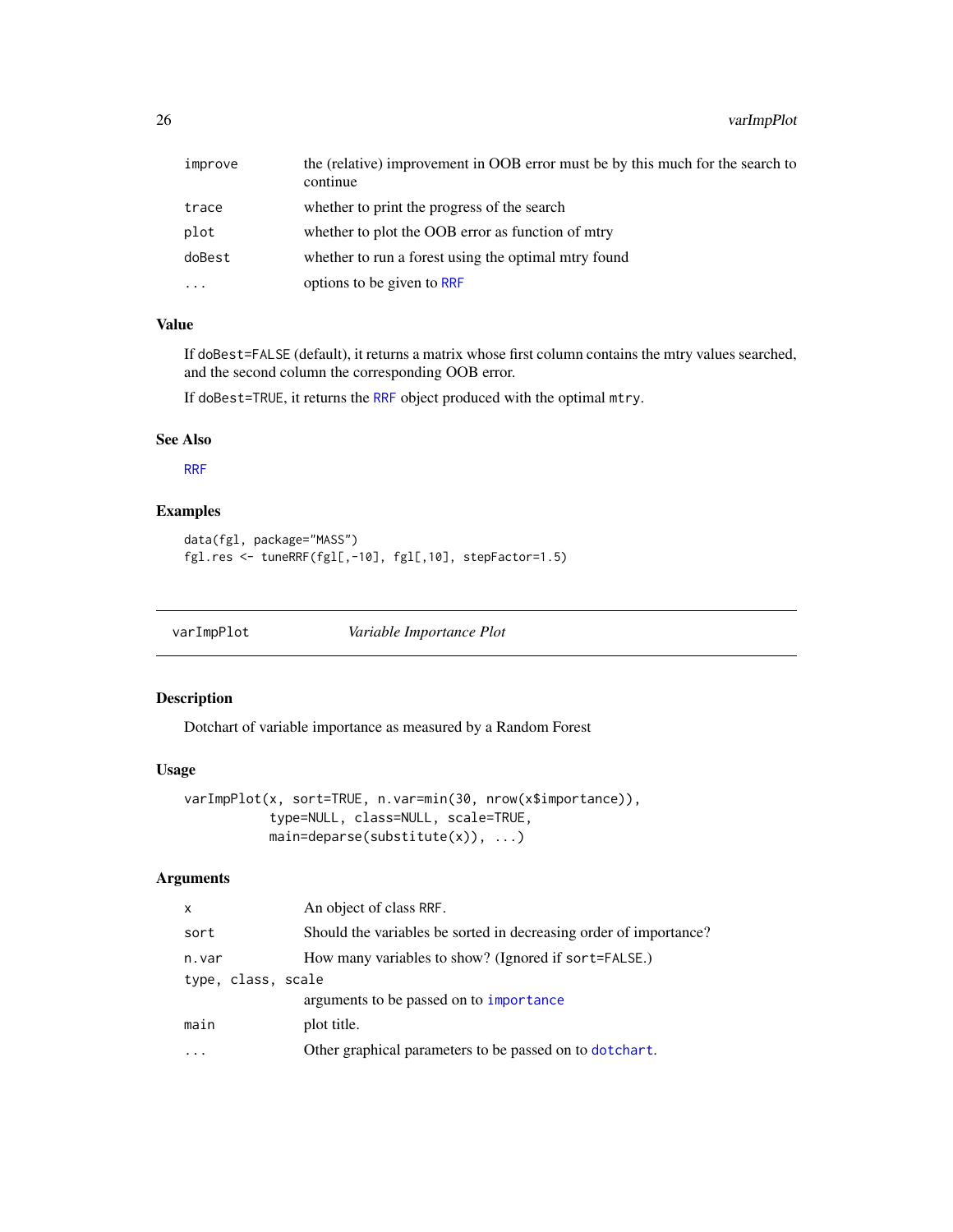| | |
|---|---|
| improve | the (relative) improvement in OOB error must be by this much for the search to continue |
| trace | whether to print the progress of the search |
| plot | whether to plot the OOB error as function of mtry |
| doBest | whether to run a forest using the optimal mtry found |
| ... | options to be given to RRF |

### Value

If doBest=FALSE (default), it returns a matrix whose first column contains the mtry values searched, and the second column the corresponding OOB error.

If doBest=TRUE, it returns the RRF object produced with the optimal mtry.

### See Also

RRF

### Examples

```
data(fgl, package="MASS")
fgl.res <- tuneRRF(fgl[,-10], fgl[,10], stepFactor=1.5)
```

---

## varImpPlot — *Variable Importance Plot*

---

### Description

Dotchart of variable importance as measured by a Random Forest

### Usage

```
varImpPlot(x, sort=TRUE, n.var=min(30, nrow(x$importance)),
           type=NULL, class=NULL, scale=TRUE,
           main=deparse(substitute(x)), ...)
```

### Arguments

| | |
|---|---|
| x | An object of class RRF. |
| sort | Should the variables be sorted in decreasing order of importance? |
| n.var | How many variables to show? (Ignored if sort=FALSE.) |
| type, class, scale | arguments to be passed on to importance |
| main | plot title. |
| ... | Other graphical parameters to be passed on to dotchart. |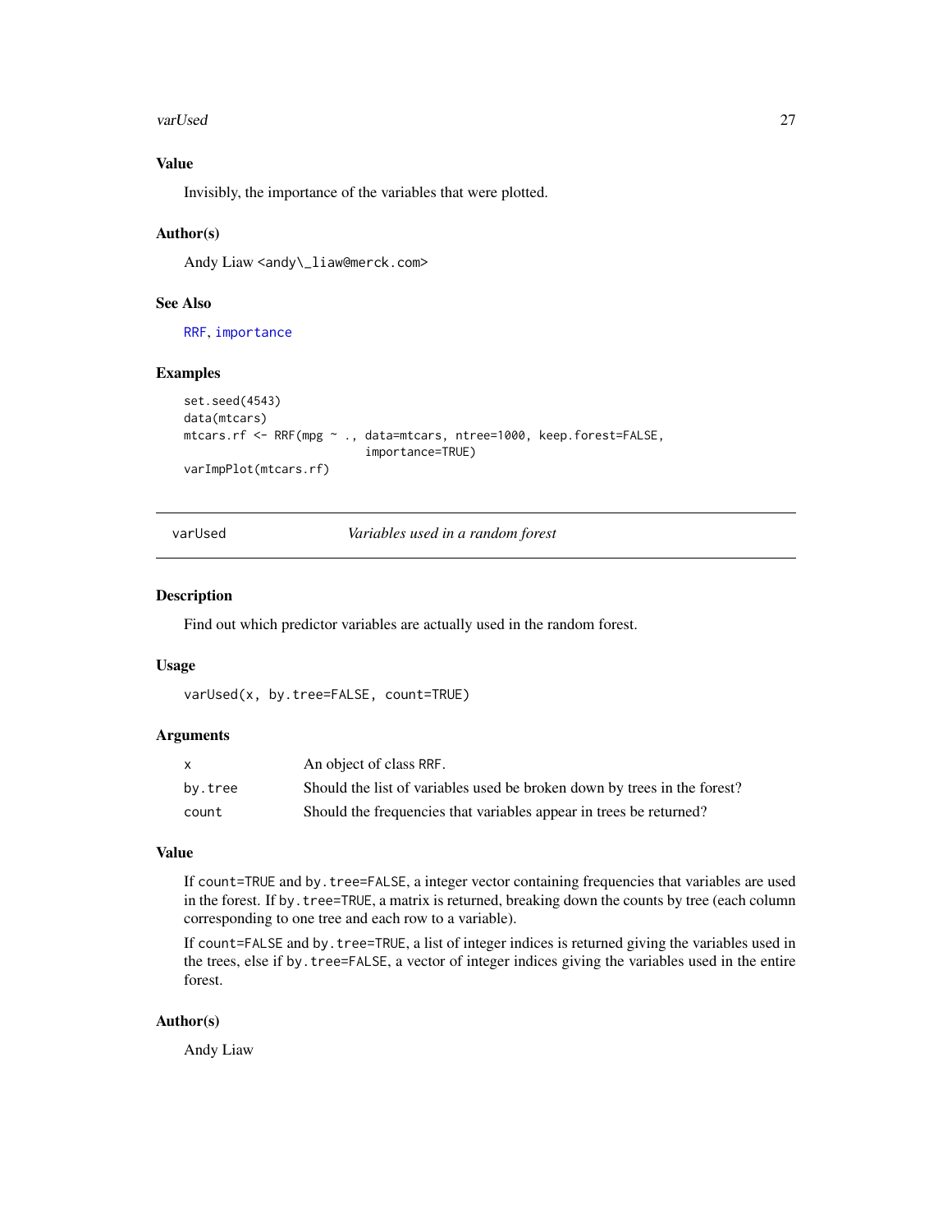### Value

Invisibly, the importance of the variables that were plotted.

### Author(s)

Andy Liaw <andy\_liaw@merck.com>

### See Also

RRF, importance

### Examples

```
set.seed(4543)
data(mtcars)
mtcars.rf <- RRF(mpg ~ ., data=mtcars, ntree=1000, keep.forest=FALSE,
                          importance=TRUE)
varImpPlot(mtcars.rf)
```

---

## varUsed *Variables used in a random forest*

---

### Description

Find out which predictor variables are actually used in the random forest.

### Usage

```
varUsed(x, by.tree=FALSE, count=TRUE)
```

### Arguments

| | |
|---|---|
| x | An object of class RRF. |
| by.tree | Should the list of variables used be broken down by trees in the forest? |
| count | Should the frequencies that variables appear in trees be returned? |

### Value

If count=TRUE and by.tree=FALSE, a integer vector containing frequencies that variables are used in the forest. If by.tree=TRUE, a matrix is returned, breaking down the counts by tree (each column corresponding to one tree and each row to a variable).

If count=FALSE and by.tree=TRUE, a list of integer indices is returned giving the variables used in the trees, else if by.tree=FALSE, a vector of integer indices giving the variables used in the entire forest.

### Author(s)

Andy Liaw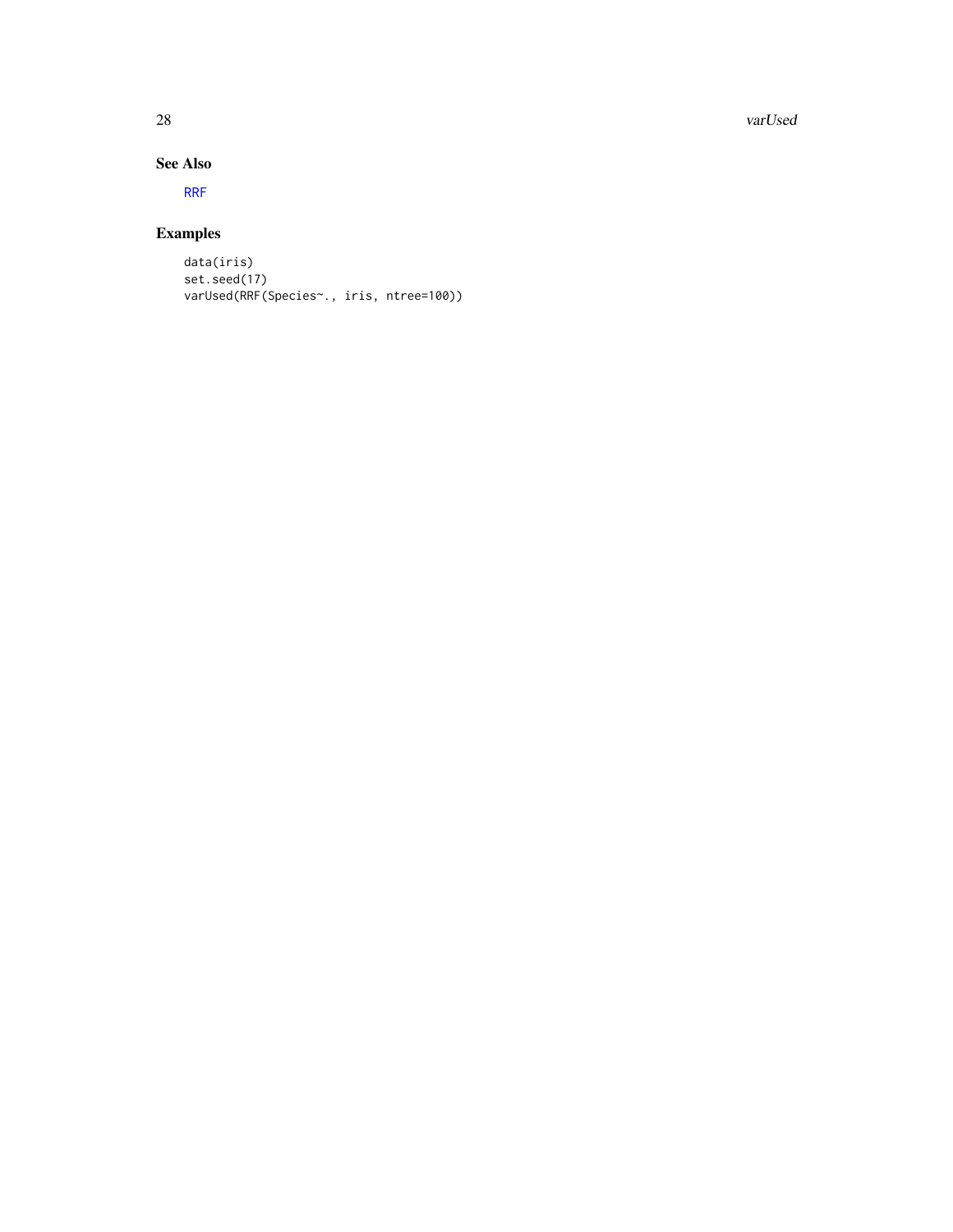## See Also

RRF

## Examples

```
data(iris)
set.seed(17)
varUsed(RRF(Species~., iris, ntree=100))
```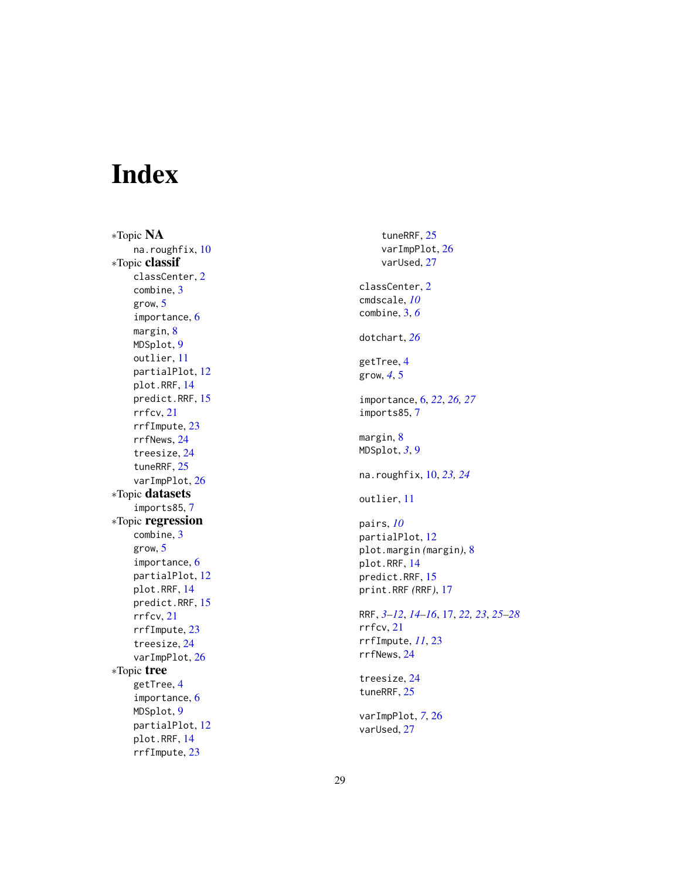# Index

*Topic **NA**
- na.roughfix, 10

*Topic **classif**
- classCenter, 2
- combine, 3
- grow, 5
- importance, 6
- margin, 8
- MDSplot, 9
- outlier, 11
- partialPlot, 12
- plot.RRF, 14
- predict.RRF, 15
- rrfcv, 21
- rrfImpute, 23
- rrfNews, 24
- treesize, 24
- tuneRRF, 25
- varImpPlot, 26

*Topic **datasets**
- imports85, 7

*Topic **regression**
- combine, 3
- grow, 5
- importance, 6
- partialPlot, 12
- plot.RRF, 14
- predict.RRF, 15
- rrfcv, 21
- rrfImpute, 23
- treesize, 24
- varImpPlot, 26

*Topic **tree**
- getTree, 4
- importance, 6
- MDSplot, 9
- partialPlot, 12
- plot.RRF, 14
- rrfImpute, 23
- tuneRRF, 25
- varImpPlot, 26
- varUsed, 27

classCenter, 2
cmdscale, *10*
combine, 3, *6*

dotchart, *26*

getTree, 4
grow, *4*, 5

importance, 6, *22*, *26*, *27*
imports85, 7

margin, 8
MDSplot, *3*, 9

na.roughfix, 10, *23*, *24*

outlier, 11

pairs, *10*
partialPlot, 12
plot.margin *(margin)*, 8
plot.RRF, 14
predict.RRF, 15
print.RRF *(RRF)*, 17

RRF, *3–12*, *14–16*, 17, *22*, *23*, *25–28*
rrfcv, 21
rrfImpute, *11*, 23
rrfNews, 24

treesize, 24
tuneRRF, 25

varImpPlot, *7*, 26
varUsed, 27